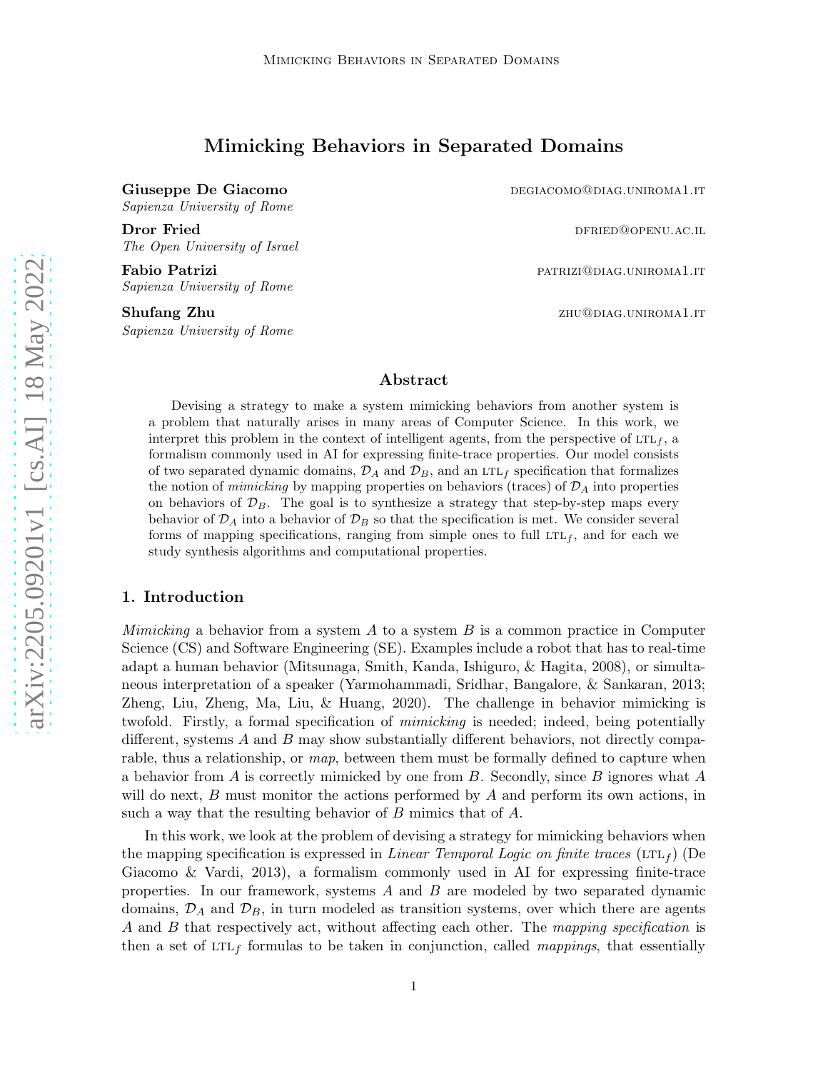# Mimicking Behaviors in Separated Domains

**Giuseppe De Giacomo** DEGIACOMO@DIAG.UNIROMA1.IT
*Sapienza University of Rome*

**Dror Fried** DFRIED@OPENU.AC.IL
*The Open University of Israel*

**Fabio Patrizi** PATRIZI@DIAG.UNIROMA1.IT
*Sapienza University of Rome*

**Shufang Zhu** ZHU@DIAG.UNIROMA1.IT
*Sapienza University of Rome*

## Abstract

Devising a strategy to make a system mimicking behaviors from another system is a problem that naturally arises in many areas of Computer Science. In this work, we interpret this problem in the context of intelligent agents, from the perspective of LTL$_f$, a formalism commonly used in AI for expressing finite-trace properties. Our model consists of two separated dynamic domains, $\mathcal{D}_A$ and $\mathcal{D}_B$, and an LTL$_f$ specification that formalizes the notion of *mimicking* by mapping properties on behaviors (traces) of $\mathcal{D}_A$ into properties on behaviors of $\mathcal{D}_B$. The goal is to synthesize a strategy that step-by-step maps every behavior of $\mathcal{D}_A$ into a behavior of $\mathcal{D}_B$ so that the specification is met. We consider several forms of mapping specifications, ranging from simple ones to full LTL$_f$, and for each we study synthesis algorithms and computational properties.

## 1. Introduction

*Mimicking* a behavior from a system $A$ to a system $B$ is a common practice in Computer Science (CS) and Software Engineering (SE). Examples include a robot that has to real-time adapt a human behavior (Mitsunaga, Smith, Kanda, Ishiguro, & Hagita, 2008), or simultaneous interpretation of a speaker (Yarmohammadi, Sridhar, Bangalore, & Sankaran, 2013; Zheng, Liu, Zheng, Ma, Liu, & Huang, 2020). The challenge in behavior mimicking is twofold. Firstly, a formal specification of *mimicking* is needed; indeed, being potentially different, systems $A$ and $B$ may show substantially different behaviors, not directly comparable, thus a relationship, or *map*, between them must be formally defined to capture when a behavior from $A$ is correctly mimicked by one from $B$. Secondly, since $B$ ignores what $A$ will do next, $B$ must monitor the actions performed by $A$ and perform its own actions, in such a way that the resulting behavior of $B$ mimics that of $A$.

In this work, we look at the problem of devising a strategy for mimicking behaviors when the mapping specification is expressed in *Linear Temporal Logic on finite traces* (LTL$_f$) (De Giacomo & Vardi, 2013), a formalism commonly used in AI for expressing finite-trace properties. In our framework, systems $A$ and $B$ are modeled by two separated dynamic domains, $\mathcal{D}_A$ and $\mathcal{D}_B$, in turn modeled as transition systems, over which there are agents $A$ and $B$ that respectively act, without affecting each other. The *mapping specification* is then a set of LTL$_f$ formulas to be taken in conjunction, called *mappings*, that essentially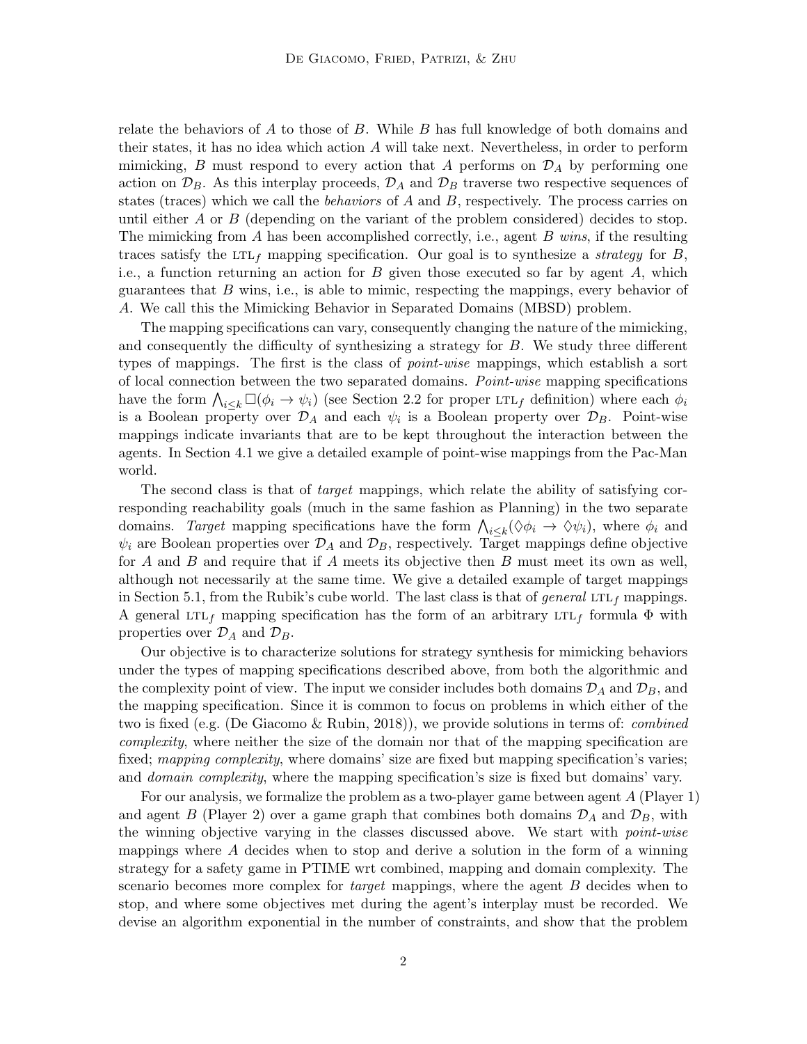relate the behaviors of $A$ to those of $B$. While $B$ has full knowledge of both domains and their states, it has no idea which action $A$ will take next. Nevertheless, in order to perform mimicking, $B$ must respond to every action that $A$ performs on $\mathcal{D}_A$ by performing one action on $\mathcal{D}_B$. As this interplay proceeds, $\mathcal{D}_A$ and $\mathcal{D}_B$ traverse two respective sequences of states (traces) which we call the *behaviors* of $A$ and $B$, respectively. The process carries on until either $A$ or $B$ (depending on the variant of the problem considered) decides to stop. The mimicking from $A$ has been accomplished correctly, i.e., agent $B$ *wins*, if the resulting traces satisfy the $\text{LTL}_f$ mapping specification. Our goal is to synthesize a *strategy* for $B$, i.e., a function returning an action for $B$ given those executed so far by agent $A$, which guarantees that $B$ wins, i.e., is able to mimic, respecting the mappings, every behavior of $A$. We call this the Mimicking Behavior in Separated Domains (MBSD) problem.

The mapping specifications can vary, consequently changing the nature of the mimicking, and consequently the difficulty of synthesizing a strategy for $B$. We study three different types of mappings. The first is the class of *point-wise* mappings, which establish a sort of local connection between the two separated domains. *Point-wise* mapping specifications have the form $\bigwedge_{i\leq k} \Box(\phi_i \rightarrow \psi_i)$ (see Section 2.2 for proper $\text{LTL}_f$ definition) where each $\phi_i$ is a Boolean property over $\mathcal{D}_A$ and each $\psi_i$ is a Boolean property over $\mathcal{D}_B$. Point-wise mappings indicate invariants that are to be kept throughout the interaction between the agents. In Section 4.1 we give a detailed example of point-wise mappings from the Pac-Man world.

The second class is that of *target* mappings, which relate the ability of satisfying corresponding reachability goals (much in the same fashion as Planning) in the two separate domains. *Target* mapping specifications have the form $\bigwedge_{i\leq k} (\Diamond\phi_i \rightarrow \Diamond\psi_i)$, where $\phi_i$ and $\psi_i$ are Boolean properties over $\mathcal{D}_A$ and $\mathcal{D}_B$, respectively. Target mappings define objective for $A$ and $B$ and require that if $A$ meets its objective then $B$ must meet its own as well, although not necessarily at the same time. We give a detailed example of target mappings in Section 5.1, from the Rubik's cube world. The last class is that of *general* $\text{LTL}_f$ mappings. A general $\text{LTL}_f$ mapping specification has the form of an arbitrary $\text{LTL}_f$ formula $\Phi$ with properties over $\mathcal{D}_A$ and $\mathcal{D}_B$.

Our objective is to characterize solutions for strategy synthesis for mimicking behaviors under the types of mapping specifications described above, from both the algorithmic and the complexity point of view. The input we consider includes both domains $\mathcal{D}_A$ and $\mathcal{D}_B$, and the mapping specification. Since it is common to focus on problems in which either of the two is fixed (e.g. (De Giacomo & Rubin, 2018)), we provide solutions in terms of: *combined complexity*, where neither the size of the domain nor that of the mapping specification are fixed; *mapping complexity*, where domains' size are fixed but mapping specification's varies; and *domain complexity*, where the mapping specification's size is fixed but domains' vary.

For our analysis, we formalize the problem as a two-player game between agent $A$ (Player 1) and agent $B$ (Player 2) over a game graph that combines both domains $\mathcal{D}_A$ and $\mathcal{D}_B$, with the winning objective varying in the classes discussed above. We start with *point-wise* mappings where $A$ decides when to stop and derive a solution in the form of a winning strategy for a safety game in PTIME wrt combined, mapping and domain complexity. The scenario becomes more complex for *target* mappings, where the agent $B$ decides when to stop, and where some objectives met during the agent's interplay must be recorded. We devise an algorithm exponential in the number of constraints, and show that the problem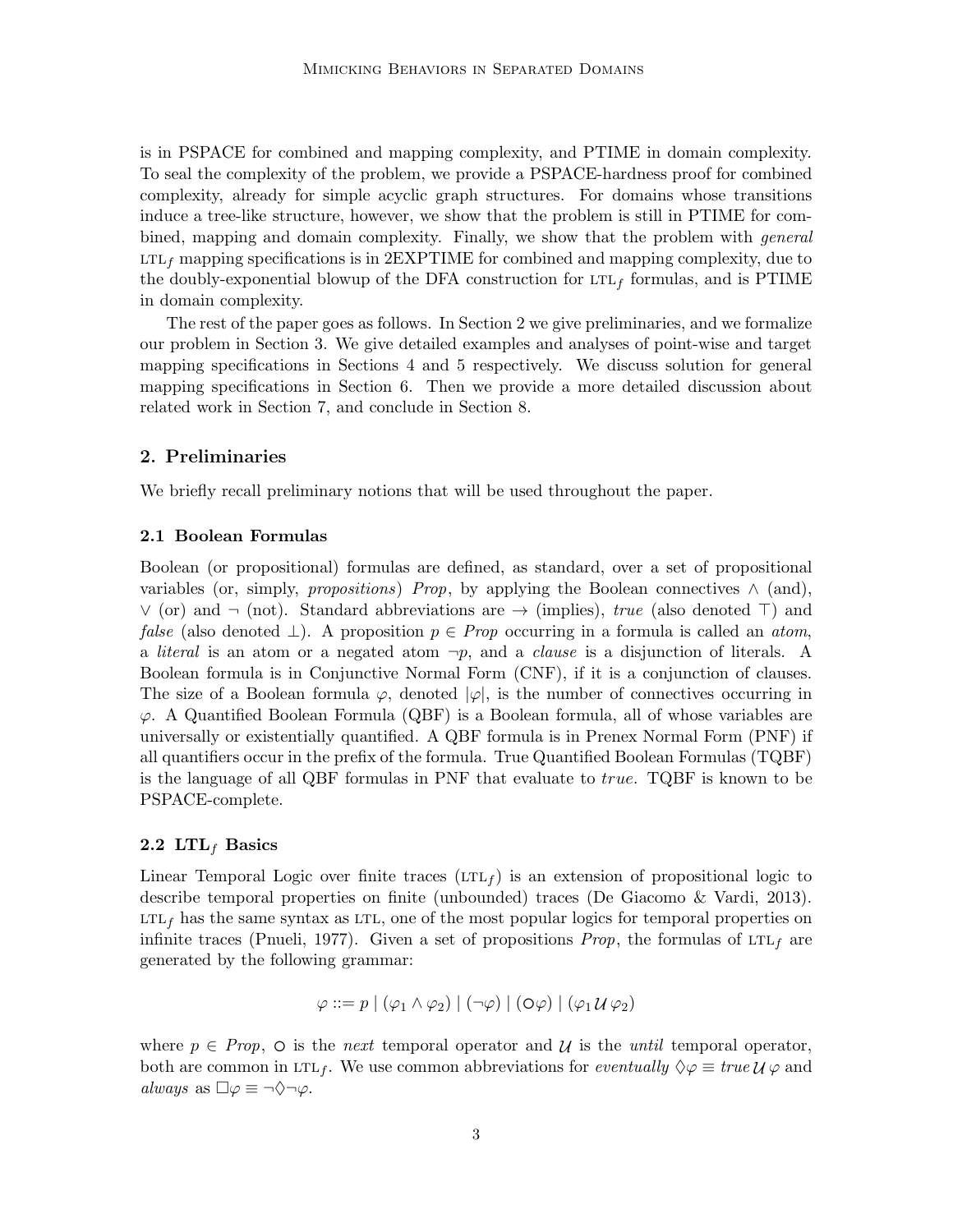is in PSPACE for combined and mapping complexity, and PTIME in domain complexity. To seal the complexity of the problem, we provide a PSPACE-hardness proof for combined complexity, already for simple acyclic graph structures. For domains whose transitions induce a tree-like structure, however, we show that the problem is still in PTIME for combined, mapping and domain complexity. Finally, we show that the problem with *general* $\text{LTL}_f$ mapping specifications is in 2EXPTIME for combined and mapping complexity, due to the doubly-exponential blowup of the DFA construction for $\text{LTL}_f$ formulas, and is PTIME in domain complexity.

The rest of the paper goes as follows. In Section 2 we give preliminaries, and we formalize our problem in Section 3. We give detailed examples and analyses of point-wise and target mapping specifications in Sections 4 and 5 respectively. We discuss solution for general mapping specifications in Section 6. Then we provide a more detailed discussion about related work in Section 7, and conclude in Section 8.

## 2. Preliminaries

We briefly recall preliminary notions that will be used throughout the paper.

### 2.1 Boolean Formulas

Boolean (or propositional) formulas are defined, as standard, over a set of propositional variables (or, simply, *propositions*) *Prop*, by applying the Boolean connectives $\wedge$ (and), $\vee$ (or) and $\neg$ (not). Standard abbreviations are $\rightarrow$ (implies), *true* (also denoted $\top$) and *false* (also denoted $\bot$). A proposition $p \in Prop$ occurring in a formula is called an *atom*, a *literal* is an atom or a negated atom $\neg p$, and a *clause* is a disjunction of literals. A Boolean formula is in Conjunctive Normal Form (CNF), if it is a conjunction of clauses. The size of a Boolean formula $\varphi$, denoted $|\varphi|$, is the number of connectives occurring in $\varphi$. A Quantified Boolean Formula (QBF) is a Boolean formula, all of whose variables are universally or existentially quantified. A QBF formula is in Prenex Normal Form (PNF) if all quantifiers occur in the prefix of the formula. True Quantified Boolean Formulas (TQBF) is the language of all QBF formulas in PNF that evaluate to *true*. TQBF is known to be PSPACE-complete.

### 2.2 $\text{LTL}_f$ Basics

Linear Temporal Logic over finite traces ($\text{LTL}_f$) is an extension of propositional logic to describe temporal properties on finite (unbounded) traces (De Giacomo & Vardi, 2013). $\text{LTL}_f$ has the same syntax as LTL, one of the most popular logics for temporal properties on infinite traces (Pnueli, 1977). Given a set of propositions *Prop*, the formulas of $\text{LTL}_f$ are generated by the following grammar:

$$\varphi ::= p \mid (\varphi_1 \wedge \varphi_2) \mid (\neg\varphi) \mid (\bigcirc\varphi) \mid (\varphi_1 \,\mathcal{U}\, \varphi_2)$$

where $p \in Prop$, $\bigcirc$ is the *next* temporal operator and $\mathcal{U}$ is the *until* temporal operator, both are common in $\text{LTL}_f$. We use common abbreviations for *eventually* $\Diamond\varphi \equiv true\,\mathcal{U}\,\varphi$ and *always* as $\Box\varphi \equiv \neg\Diamond\neg\varphi$.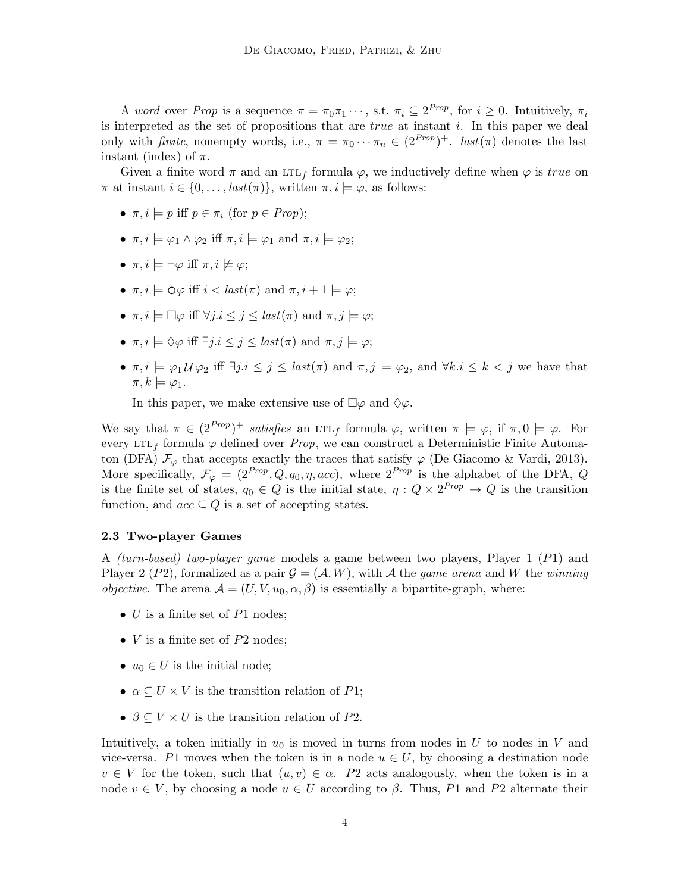A *word* over *Prop* is a sequence $\pi = \pi_0\pi_1 \cdots$, s.t. $\pi_i \subseteq 2^{Prop}$, for $i \geq 0$. Intuitively, $\pi_i$ is interpreted as the set of propositions that are *true* at instant $i$. In this paper we deal only with *finite*, nonempty words, i.e., $\pi = \pi_0 \cdots \pi_n \in (2^{Prop})^+$. $last(\pi)$ denotes the last instant (index) of $\pi$.

Given a finite word $\pi$ and an LTL$_f$ formula $\varphi$, we inductively define when $\varphi$ is *true* on $\pi$ at instant $i \in \{0, \ldots, last(\pi)\}$, written $\pi, i \models \varphi$, as follows:

- $\pi, i \models p$ iff $p \in \pi_i$ (for $p \in Prop$);
- $\pi, i \models \varphi_1 \wedge \varphi_2$ iff $\pi, i \models \varphi_1$ and $\pi, i \models \varphi_2$;
- $\pi, i \models \neg\varphi$ iff $\pi, i \not\models \varphi$;
- $\pi, i \models \circ\varphi$ iff $i < last(\pi)$ and $\pi, i+1 \models \varphi$;
- $\pi, i \models \Box\varphi$ iff $\forall j. i \leq j \leq last(\pi)$ and $\pi, j \models \varphi$;
- $\pi, i \models \Diamond\varphi$ iff $\exists j. i \leq j \leq last(\pi)$ and $\pi, j \models \varphi$;
- $\pi, i \models \varphi_1 \mathcal{U} \varphi_2$ iff $\exists j. i \leq j \leq last(\pi)$ and $\pi, j \models \varphi_2$, and $\forall k. i \leq k < j$ we have that $\pi, k \models \varphi_1$.

  In this paper, we make extensive use of $\Box\varphi$ and $\Diamond\varphi$.

We say that $\pi \in (2^{Prop})^+$ *satisfies* an LTL$_f$ formula $\varphi$, written $\pi \models \varphi$, if $\pi, 0 \models \varphi$. For every LTL$_f$ formula $\varphi$ defined over *Prop*, we can construct a Deterministic Finite Automaton (DFA) $\mathcal{F}_\varphi$ that accepts exactly the traces that satisfy $\varphi$ (De Giacomo & Vardi, 2013). More specifically, $\mathcal{F}_\varphi = (2^{Prop}, Q, q_0, \eta, acc)$, where $2^{Prop}$ is the alphabet of the DFA, $Q$ is the finite set of states, $q_0 \in Q$ is the initial state, $\eta : Q \times 2^{Prop} \to Q$ is the transition function, and $acc \subseteq Q$ is a set of accepting states.

### 2.3 Two-player Games

A *(turn-based) two-player game* models a game between two players, Player 1 ($P1$) and Player 2 ($P2$), formalized as a pair $\mathcal{G} = (\mathcal{A}, W)$, with $\mathcal{A}$ the *game arena* and $W$ the *winning objective*. The arena $\mathcal{A} = (U, V, u_0, \alpha, \beta)$ is essentially a bipartite-graph, where:

- $U$ is a finite set of $P1$ nodes;
- $V$ is a finite set of $P2$ nodes;
- $u_0 \in U$ is the initial node;
- $\alpha \subseteq U \times V$ is the transition relation of $P1$;
- $\beta \subseteq V \times U$ is the transition relation of $P2$.

Intuitively, a token initially in $u_0$ is moved in turns from nodes in $U$ to nodes in $V$ and vice-versa. $P1$ moves when the token is in a node $u \in U$, by choosing a destination node $v \in V$ for the token, such that $(u, v) \in \alpha$. $P2$ acts analogously, when the token is in a node $v \in V$, by choosing a node $u \in U$ according to $\beta$. Thus, $P1$ and $P2$ alternate their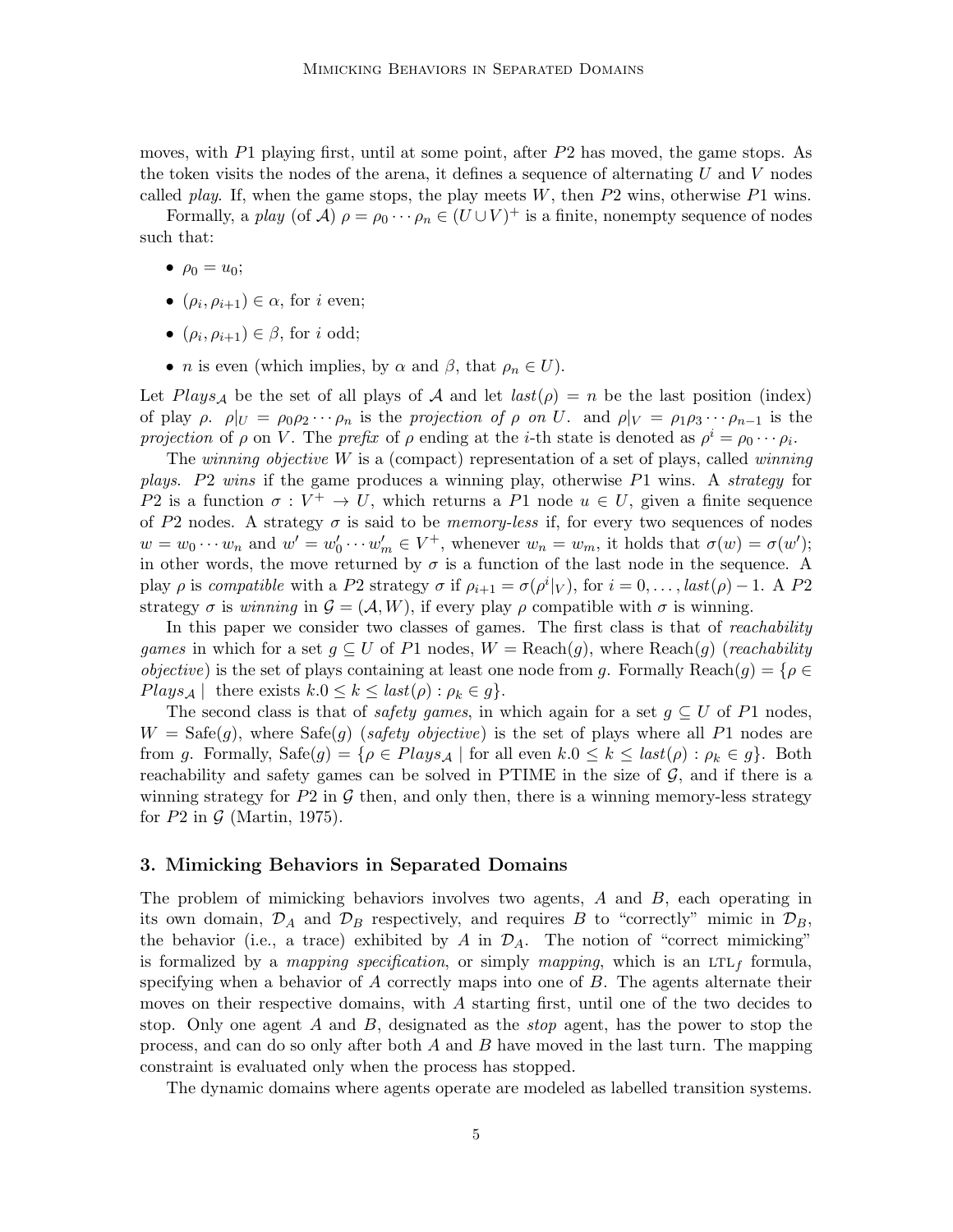moves, with $P1$ playing first, until at some point, after $P2$ has moved, the game stops. As the token visits the nodes of the arena, it defines a sequence of alternating $U$ and $V$ nodes called *play*. If, when the game stops, the play meets $W$, then $P2$ wins, otherwise $P1$ wins.

Formally, a *play* (of $\mathcal{A}$) $\rho = \rho_0 \cdots \rho_n \in (U \cup V)^+$ is a finite, nonempty sequence of nodes such that:

- $\rho_0 = u_0$;
- $(\rho_i, \rho_{i+1}) \in \alpha$, for $i$ even;
- $(\rho_i, \rho_{i+1}) \in \beta$, for $i$ odd;
- $n$ is even (which implies, by $\alpha$ and $\beta$, that $\rho_n \in U$).

Let $Plays_{\mathcal{A}}$ be the set of all plays of $\mathcal{A}$ and let $last(\rho) = n$ be the last position (index) of play $\rho$. $\rho|_U = \rho_0\rho_2 \cdots \rho_n$ is the *projection of* $\rho$ *on* $U$. and $\rho|_V = \rho_1\rho_3 \cdots \rho_{n-1}$ is the *projection* of $\rho$ on $V$. The *prefix* of $\rho$ ending at the $i$-th state is denoted as $\rho^i = \rho_0 \cdots \rho_i$.

The *winning objective* $W$ is a (compact) representation of a set of plays, called *winning plays*. *P2 wins* if the game produces a winning play, otherwise $P1$ wins. A *strategy* for $P2$ is a function $\sigma : V^+ \to U$, which returns a $P1$ node $u \in U$, given a finite sequence of $P2$ nodes. A strategy $\sigma$ is said to be *memory-less* if, for every two sequences of nodes $w = w_0 \cdots w_n$ and $w' = w'_0 \cdots w'_m \in V^+$, whenever $w_n = w_m$, it holds that $\sigma(w) = \sigma(w')$; in other words, the move returned by $\sigma$ is a function of the last node in the sequence. A play $\rho$ is *compatible* with a $P2$ strategy $\sigma$ if $\rho_{i+1} = \sigma(\rho^i|_V)$, for $i = 0, \ldots, last(\rho) - 1$. A $P2$ strategy $\sigma$ is *winning* in $\mathcal{G} = (\mathcal{A}, W)$, if every play $\rho$ compatible with $\sigma$ is winning.

In this paper we consider two classes of games. The first class is that of *reachability games* in which for a set $g \subseteq U$ of $P1$ nodes, $W = \text{Reach}(g)$, where $\text{Reach}(g)$ (*reachability objective*) is the set of plays containing at least one node from $g$. Formally $\text{Reach}(g) = \{\rho \in Plays_{\mathcal{A}} \mid \text{ there exists } k.0 \leq k \leq last(\rho) : \rho_k \in g\}$.

The second class is that of *safety games*, in which again for a set $g \subseteq U$ of $P1$ nodes, $W = \text{Safe}(g)$, where $\text{Safe}(g)$ (*safety objective*) is the set of plays where all $P1$ nodes are from $g$. Formally, $\text{Safe}(g) = \{\rho \in Plays_{\mathcal{A}} \mid \text{for all even } k.0 \leq k \leq last(\rho) : \rho_k \in g\}$. Both reachability and safety games can be solved in PTIME in the size of $\mathcal{G}$, and if there is a winning strategy for $P2$ in $\mathcal{G}$ then, and only then, there is a winning memory-less strategy for $P2$ in $\mathcal{G}$ (Martin, 1975).

## 3. Mimicking Behaviors in Separated Domains

The problem of mimicking behaviors involves two agents, $A$ and $B$, each operating in its own domain, $\mathcal{D}_A$ and $\mathcal{D}_B$ respectively, and requires $B$ to "correctly" mimic in $\mathcal{D}_B$, the behavior (i.e., a trace) exhibited by $A$ in $\mathcal{D}_A$. The notion of "correct mimicking" is formalized by a *mapping specification*, or simply *mapping*, which is an LTL$_f$ formula, specifying when a behavior of $A$ correctly maps into one of $B$. The agents alternate their moves on their respective domains, with $A$ starting first, until one of the two decides to stop. Only one agent $A$ and $B$, designated as the *stop* agent, has the power to stop the process, and can do so only after both $A$ and $B$ have moved in the last turn. The mapping constraint is evaluated only when the process has stopped.

The dynamic domains where agents operate are modeled as labelled transition systems.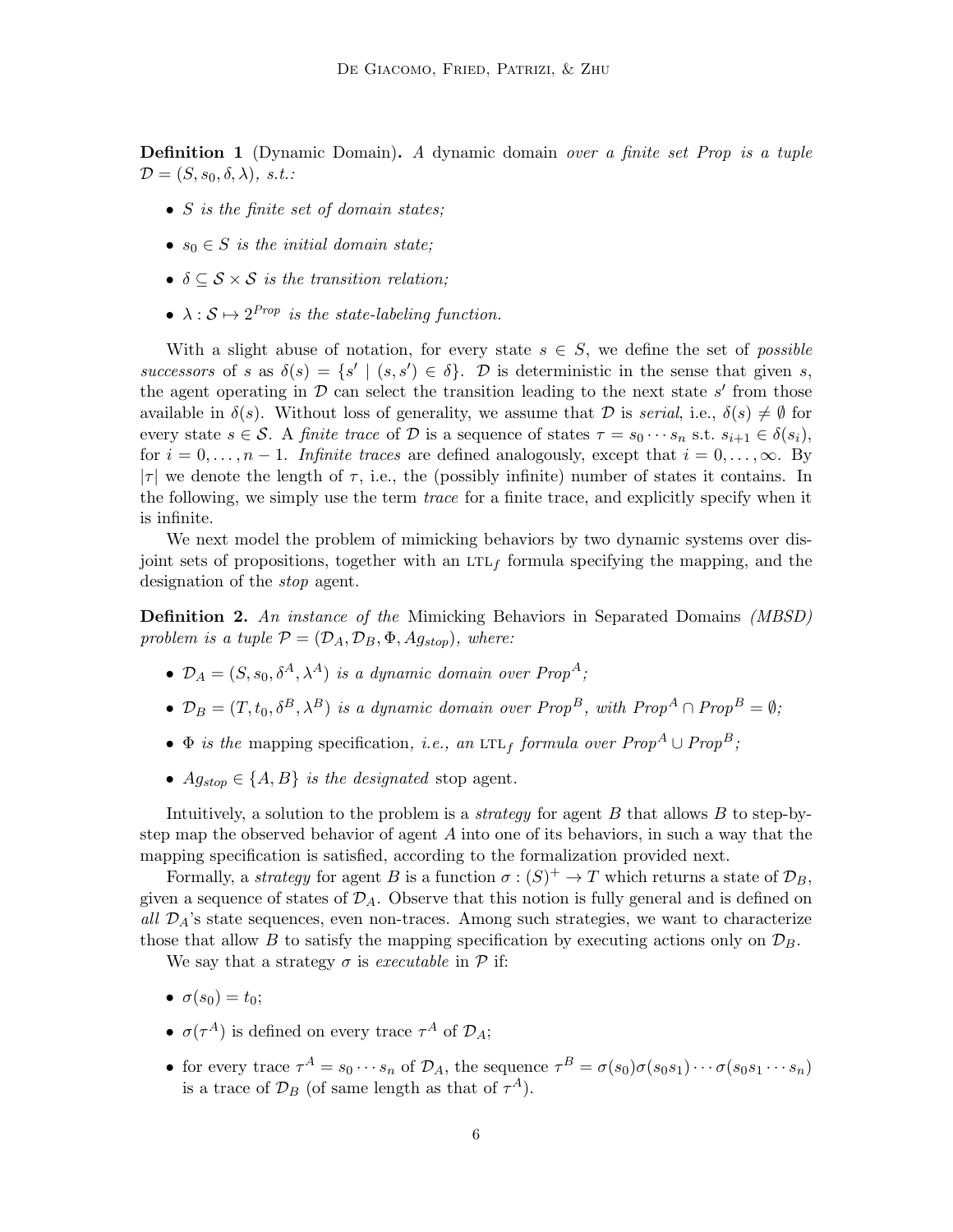**Definition 1** (Dynamic Domain)**.** *A* dynamic domain *over a finite set Prop is a tuple* $\mathcal{D} = (S, s_0, \delta, \lambda)$*, s.t.:*

- *$S$ is the finite set of domain states;*
- *$s_0 \in S$ is the initial domain state;*
- *$\delta \subseteq \mathcal{S} \times \mathcal{S}$ is the transition relation;*
- *$\lambda : \mathcal{S} \mapsto 2^{Prop}$ is the state-labeling function.*

With a slight abuse of notation, for every state $s \in S$, we define the set of *possible successors* of $s$ as $\delta(s) = \{s' \mid (s, s') \in \delta\}$. $\mathcal{D}$ is deterministic in the sense that given $s$, the agent operating in $\mathcal{D}$ can select the transition leading to the next state $s'$ from those available in $\delta(s)$. Without loss of generality, we assume that $\mathcal{D}$ is *serial*, i.e., $\delta(s) \neq \emptyset$ for every state $s \in \mathcal{S}$. A *finite trace* of $\mathcal{D}$ is a sequence of states $\tau = s_0 \cdots s_n$ s.t. $s_{i+1} \in \delta(s_i)$, for $i = 0, \ldots, n-1$. *Infinite traces* are defined analogously, except that $i = 0, \ldots, \infty$. By $|\tau|$ we denote the length of $\tau$, i.e., the (possibly infinite) number of states it contains. In the following, we simply use the term *trace* for a finite trace, and explicitly specify when it is infinite.

We next model the problem of mimicking behaviors by two dynamic systems over disjoint sets of propositions, together with an LTL$_f$ formula specifying the mapping, and the designation of the *stop* agent.

**Definition 2.** *An instance of the* Mimicking Behaviors in Separated Domains *(MBSD) problem is a tuple $\mathcal{P} = (\mathcal{D}_A, \mathcal{D}_B, \Phi, Ag_{stop})$, where:*

- *$\mathcal{D}_A = (S, s_0, \delta^A, \lambda^A)$ is a dynamic domain over $Prop^A$;*
- *$\mathcal{D}_B = (T, t_0, \delta^B, \lambda^B)$ is a dynamic domain over $Prop^B$, with $Prop^A \cap Prop^B = \emptyset$;*
- *$\Phi$ is the* mapping specification*, i.e., an* LTL$_f$ *formula over $Prop^A \cup Prop^B$;*
- *$Ag_{stop} \in \{A, B\}$ is the designated* stop agent*.*

Intuitively, a solution to the problem is a *strategy* for agent $B$ that allows $B$ to step-by-step map the observed behavior of agent $A$ into one of its behaviors, in such a way that the mapping specification is satisfied, according to the formalization provided next.

Formally, a *strategy* for agent $B$ is a function $\sigma : (S)^+ \to T$ which returns a state of $\mathcal{D}_B$, given a sequence of states of $\mathcal{D}_A$. Observe that this notion is fully general and is defined on *all* $\mathcal{D}_A$'s state sequences, even non-traces. Among such strategies, we want to characterize those that allow $B$ to satisfy the mapping specification by executing actions only on $\mathcal{D}_B$.

We say that a strategy $\sigma$ is *executable* in $\mathcal{P}$ if:

- $\sigma(s_0) = t_0$;
- $\sigma(\tau^A)$ is defined on every trace $\tau^A$ of $\mathcal{D}_A$;
- for every trace $\tau^A = s_0 \cdots s_n$ of $\mathcal{D}_A$, the sequence $\tau^B = \sigma(s_0)\sigma(s_0 s_1) \cdots \sigma(s_0 s_1 \cdots s_n)$ is a trace of $\mathcal{D}_B$ (of same length as that of $\tau^A$).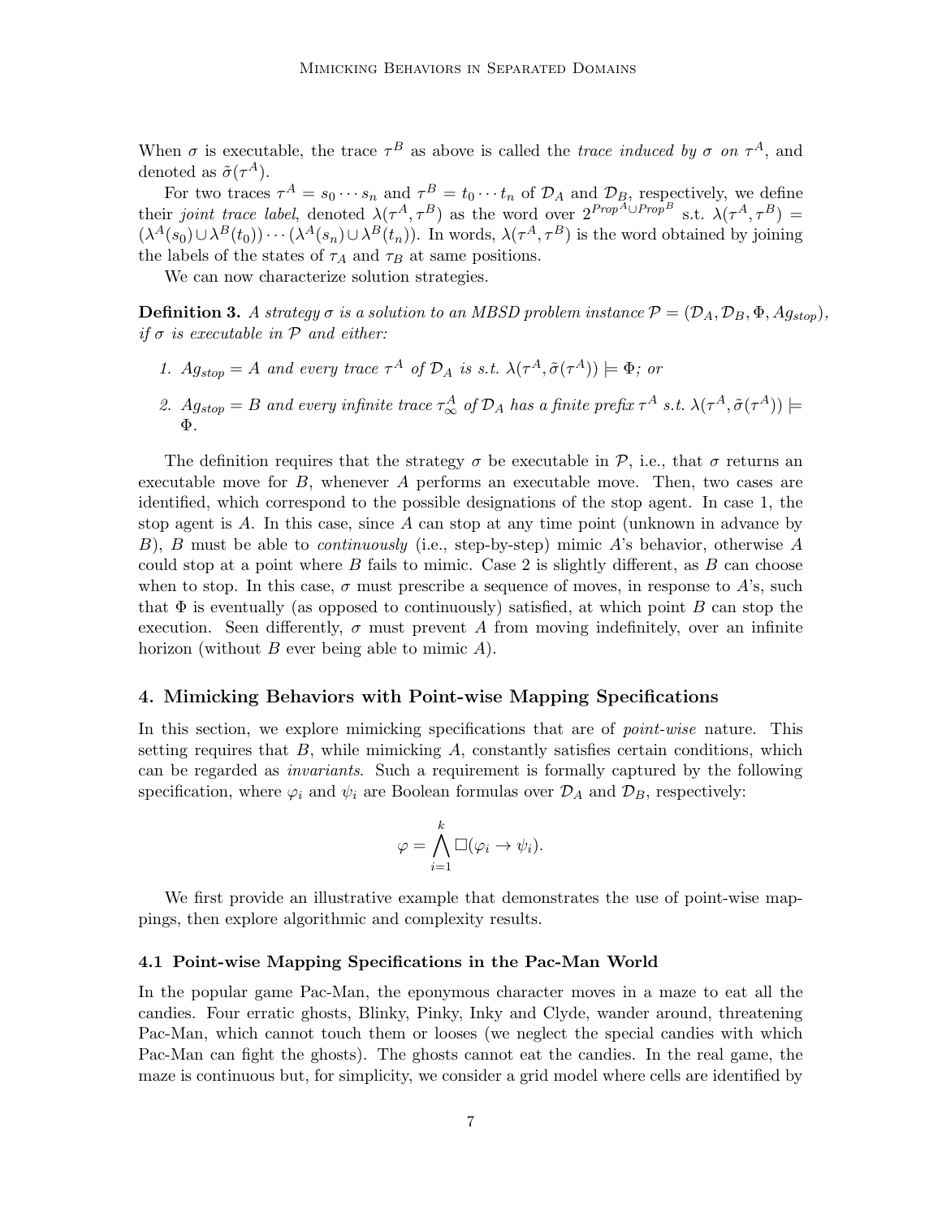When $\sigma$ is executable, the trace $\tau^B$ as above is called the *trace induced by $\sigma$ on $\tau^A$*, and denoted as $\tilde{\sigma}(\tau^A)$.

For two traces $\tau^A = s_0 \cdots s_n$ and $\tau^B = t_0 \cdots t_n$ of $\mathcal{D}_A$ and $\mathcal{D}_B$, respectively, we define their *joint trace label*, denoted $\lambda(\tau^A, \tau^B)$ as the word over $2^{Prop^A \cup Prop^B}$ s.t. $\lambda(\tau^A, \tau^B) = (\lambda^A(s_0) \cup \lambda^B(t_0)) \cdots (\lambda^A(s_n) \cup \lambda^B(t_n))$. In words, $\lambda(\tau^A, \tau^B)$ is the word obtained by joining the labels of the states of $\tau_A$ and $\tau_B$ at same positions.

We can now characterize solution strategies.

**Definition 3.** *A strategy $\sigma$ is a solution to an MBSD problem instance $\mathcal{P} = (\mathcal{D}_A, \mathcal{D}_B, \Phi, Ag_{stop})$, if $\sigma$ is executable in $\mathcal{P}$ and either:*

1. *$Ag_{stop} = A$ and every trace $\tau^A$ of $\mathcal{D}_A$ is s.t. $\lambda(\tau^A, \tilde{\sigma}(\tau^A)) \models \Phi$; or*
2. *$Ag_{stop} = B$ and every infinite trace $\tau^A_\infty$ of $\mathcal{D}_A$ has a finite prefix $\tau^A$ s.t. $\lambda(\tau^A, \tilde{\sigma}(\tau^A)) \models \Phi$.*

The definition requires that the strategy $\sigma$ be executable in $\mathcal{P}$, i.e., that $\sigma$ returns an executable move for $B$, whenever $A$ performs an executable move. Then, two cases are identified, which correspond to the possible designations of the stop agent. In case 1, the stop agent is $A$. In this case, since $A$ can stop at any time point (unknown in advance by $B$), $B$ must be able to *continuously* (i.e., step-by-step) mimic $A$'s behavior, otherwise $A$ could stop at a point where $B$ fails to mimic. Case 2 is slightly different, as $B$ can choose when to stop. In this case, $\sigma$ must prescribe a sequence of moves, in response to $A$'s, such that $\Phi$ is eventually (as opposed to continuously) satisfied, at which point $B$ can stop the execution. Seen differently, $\sigma$ must prevent $A$ from moving indefinitely, over an infinite horizon (without $B$ ever being able to mimic $A$).

## 4. Mimicking Behaviors with Point-wise Mapping Specifications

In this section, we explore mimicking specifications that are of *point-wise* nature. This setting requires that $B$, while mimicking $A$, constantly satisfies certain conditions, which can be regarded as *invariants*. Such a requirement is formally captured by the following specification, where $\varphi_i$ and $\psi_i$ are Boolean formulas over $\mathcal{D}_A$ and $\mathcal{D}_B$, respectively:

$$\varphi = \bigwedge_{i=1}^{k} \Box(\varphi_i \rightarrow \psi_i).$$

We first provide an illustrative example that demonstrates the use of point-wise mappings, then explore algorithmic and complexity results.

### 4.1 Point-wise Mapping Specifications in the Pac-Man World

In the popular game Pac-Man, the eponymous character moves in a maze to eat all the candies. Four erratic ghosts, Blinky, Pinky, Inky and Clyde, wander around, threatening Pac-Man, which cannot touch them or looses (we neglect the special candies with which Pac-Man can fight the ghosts). The ghosts cannot eat the candies. In the real game, the maze is continuous but, for simplicity, we consider a grid model where cells are identified by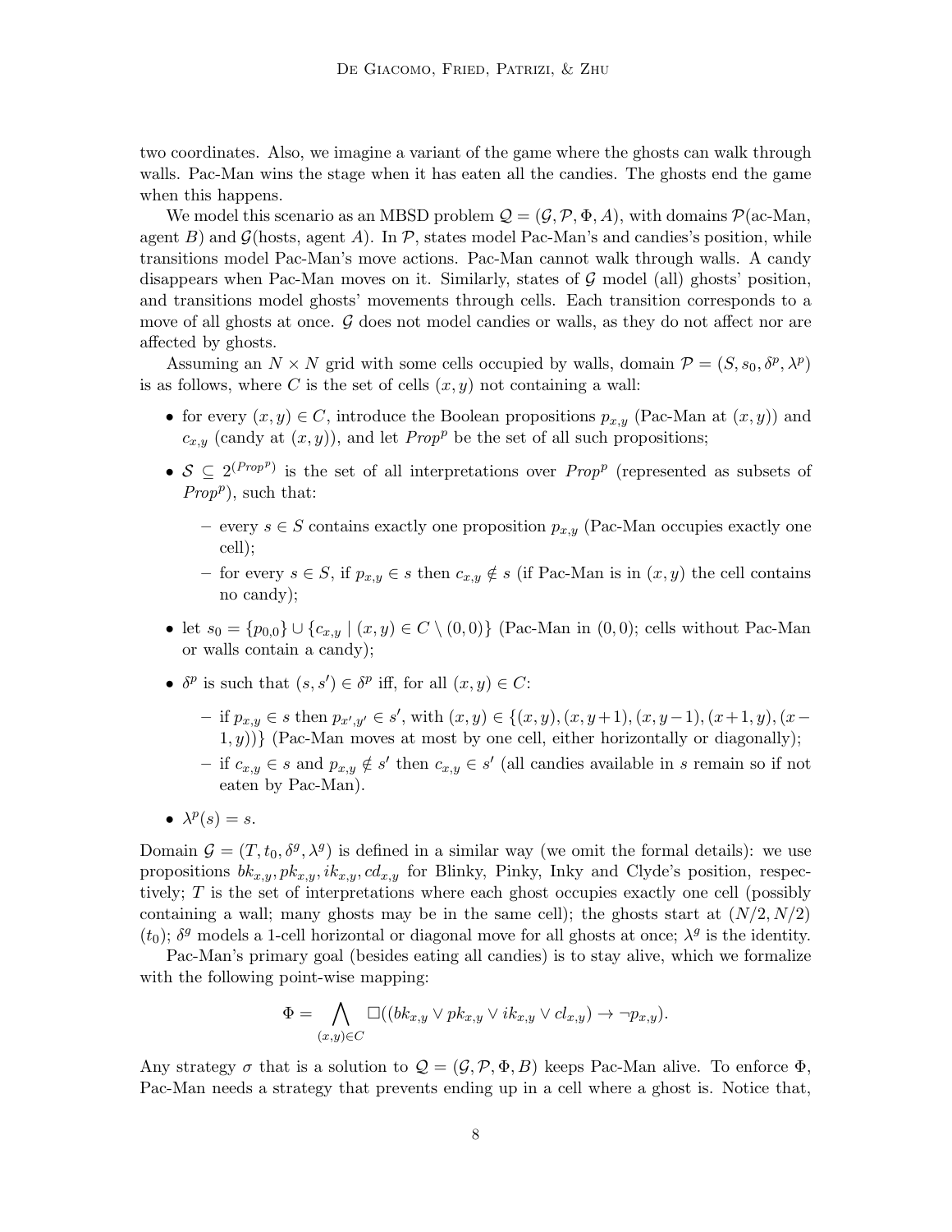two coordinates. Also, we imagine a variant of the game where the ghosts can walk through walls. Pac-Man wins the stage when it has eaten all the candies. The ghosts end the game when this happens.

We model this scenario as an MBSD problem $\mathcal{Q} = (\mathcal{G}, \mathcal{P}, \Phi, A)$, with domains $\mathcal{P}$(ac-Man, agent $B$) and $\mathcal{G}$(hosts, agent $A$). In $\mathcal{P}$, states model Pac-Man's and candies's position, while transitions model Pac-Man's move actions. Pac-Man cannot walk through walls. A candy disappears when Pac-Man moves on it. Similarly, states of $\mathcal{G}$ model (all) ghosts' position, and transitions model ghosts' movements through cells. Each transition corresponds to a move of all ghosts at once. $\mathcal{G}$ does not model candies or walls, as they do not affect nor are affected by ghosts.

Assuming an $N \times N$ grid with some cells occupied by walls, domain $\mathcal{P} = (S, s_0, \delta^p, \lambda^p)$ is as follows, where $C$ is the set of cells $(x, y)$ not containing a wall:

- for every $(x, y) \in C$, introduce the Boolean propositions $p_{x,y}$ (Pac-Man at $(x, y)$) and $c_{x,y}$ (candy at $(x, y)$), and let $Prop^p$ be the set of all such propositions;
- $\mathcal{S} \subseteq 2^{(Prop^p)}$ is the set of all interpretations over $Prop^p$ (represented as subsets of $Prop^p$), such that:
  - every $s \in S$ contains exactly one proposition $p_{x,y}$ (Pac-Man occupies exactly one cell);
  - for every $s \in S$, if $p_{x,y} \in s$ then $c_{x,y} \notin s$ (if Pac-Man is in $(x, y)$ the cell contains no candy);
- let $s_0 = \{p_{0,0}\} \cup \{c_{x,y} \mid (x, y) \in C \setminus (0, 0)\}$ (Pac-Man in $(0, 0)$; cells without Pac-Man or walls contain a candy);
- $\delta^p$ is such that $(s, s') \in \delta^p$ iff, for all $(x, y) \in C$:
  - if $p_{x,y} \in s$ then $p_{x',y'} \in s'$, with $(x, y) \in \{(x, y), (x, y+1), (x, y-1), (x+1, y), (x-1, y))\}$ (Pac-Man moves at most by one cell, either horizontally or diagonally);
  - if $c_{x,y} \in s$ and $p_{x,y} \notin s'$ then $c_{x,y} \in s'$ (all candies available in $s$ remain so if not eaten by Pac-Man).
- $\lambda^p(s) = s$.

Domain $\mathcal{G} = (T, t_0, \delta^g, \lambda^g)$ is defined in a similar way (we omit the formal details): we use propositions $bk_{x,y}, pk_{x,y}, ik_{x,y}, cd_{x,y}$ for Blinky, Pinky, Inky and Clyde's position, respectively; $T$ is the set of interpretations where each ghost occupies exactly one cell (possibly containing a wall; many ghosts may be in the same cell); the ghosts start at $(N/2, N/2)$ $(t_0)$; $\delta^g$ models a 1-cell horizontal or diagonal move for all ghosts at once; $\lambda^g$ is the identity.

Pac-Man's primary goal (besides eating all candies) is to stay alive, which we formalize with the following point-wise mapping:

$$\Phi = \bigwedge_{(x,y)\in C} \Box((bk_{x,y} \vee pk_{x,y} \vee ik_{x,y} \vee cl_{x,y}) \rightarrow \neg p_{x,y}).$$

Any strategy $\sigma$ that is a solution to $\mathcal{Q} = (\mathcal{G}, \mathcal{P}, \Phi, B)$ keeps Pac-Man alive. To enforce $\Phi$, Pac-Man needs a strategy that prevents ending up in a cell where a ghost is. Notice that,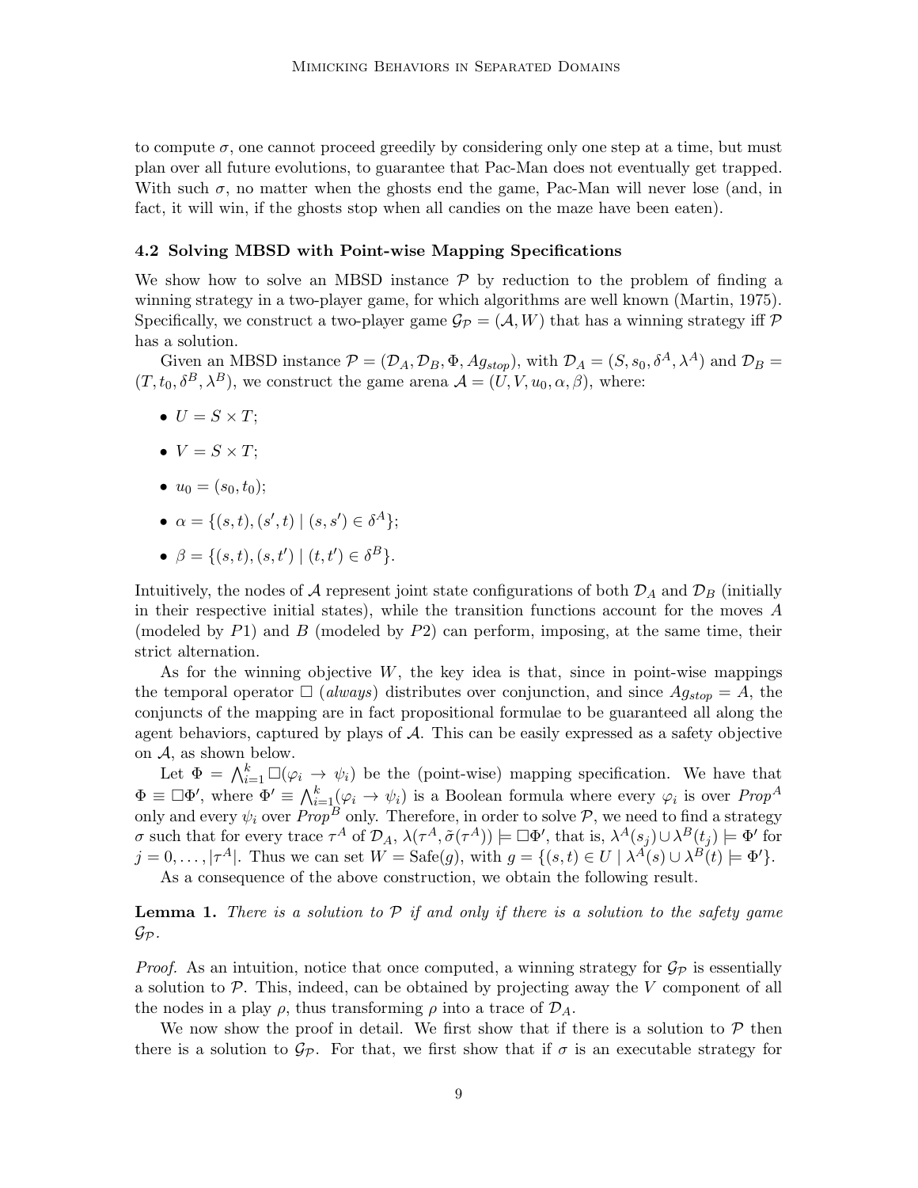to compute $\sigma$, one cannot proceed greedily by considering only one step at a time, but must plan over all future evolutions, to guarantee that Pac-Man does not eventually get trapped. With such $\sigma$, no matter when the ghosts end the game, Pac-Man will never lose (and, in fact, it will win, if the ghosts stop when all candies on the maze have been eaten).

### 4.2 Solving MBSD with Point-wise Mapping Specifications

We show how to solve an MBSD instance $\mathcal{P}$ by reduction to the problem of finding a winning strategy in a two-player game, for which algorithms are well known (Martin, 1975). Specifically, we construct a two-player game $\mathcal{G}_{\mathcal{P}} = (\mathcal{A}, W)$ that has a winning strategy iff $\mathcal{P}$ has a solution.

Given an MBSD instance $\mathcal{P} = (\mathcal{D}_A, \mathcal{D}_B, \Phi, Ag_{stop})$, with $\mathcal{D}_A = (S, s_0, \delta^A, \lambda^A)$ and $\mathcal{D}_B = (T, t_0, \delta^B, \lambda^B)$, we construct the game arena $\mathcal{A} = (U, V, u_0, \alpha, \beta)$, where:

- $U = S \times T$;
- $V = S \times T$;
- $u_0 = (s_0, t_0)$;
- $\alpha = \{(s,t), (s',t) \mid (s, s') \in \delta^A\}$;
- $\beta = \{(s,t), (s,t') \mid (t, t') \in \delta^B\}$.

Intuitively, the nodes of $\mathcal{A}$ represent joint state configurations of both $\mathcal{D}_A$ and $\mathcal{D}_B$ (initially in their respective initial states), while the transition functions account for the moves $A$ (modeled by $P1$) and $B$ (modeled by $P2$) can perform, imposing, at the same time, their strict alternation.

As for the winning objective $W$, the key idea is that, since in point-wise mappings the temporal operator $\Box$ (*always*) distributes over conjunction, and since $Ag_{stop} = A$, the conjuncts of the mapping are in fact propositional formulae to be guaranteed all along the agent behaviors, captured by plays of $\mathcal{A}$. This can be easily expressed as a safety objective on $\mathcal{A}$, as shown below.

Let $\Phi = \bigwedge_{i=1}^{k} \Box(\varphi_i \rightarrow \psi_i)$ be the (point-wise) mapping specification. We have that $\Phi \equiv \Box\Phi'$, where $\Phi' \equiv \bigwedge_{i=1}^{k}(\varphi_i \rightarrow \psi_i)$ is a Boolean formula where every $\varphi_i$ is over $Prop^A$ only and every $\psi_i$ over $Prop^B$ only. Therefore, in order to solve $\mathcal{P}$, we need to find a strategy $\sigma$ such that for every trace $\tau^A$ of $\mathcal{D}_A$, $\lambda(\tau^A, \tilde{\sigma}(\tau^A)) \models \Box\Phi'$, that is, $\lambda^A(s_j) \cup \lambda^B(t_j) \models \Phi'$ for $j = 0, \ldots, |\tau^A|$. Thus we can set $W = \text{Safe}(g)$, with $g = \{(s,t) \in U \mid \lambda^A(s) \cup \lambda^B(t) \models \Phi'\}$.

As a consequence of the above construction, we obtain the following result.

**Lemma 1.** *There is a solution to $\mathcal{P}$ if and only if there is a solution to the safety game $\mathcal{G}_{\mathcal{P}}$.*

*Proof.* As an intuition, notice that once computed, a winning strategy for $\mathcal{G}_{\mathcal{P}}$ is essentially a solution to $\mathcal{P}$. This, indeed, can be obtained by projecting away the $V$ component of all the nodes in a play $\rho$, thus transforming $\rho$ into a trace of $\mathcal{D}_A$.

We now show the proof in detail. We first show that if there is a solution to $\mathcal{P}$ then there is a solution to $\mathcal{G}_{\mathcal{P}}$. For that, we first show that if $\sigma$ is an executable strategy for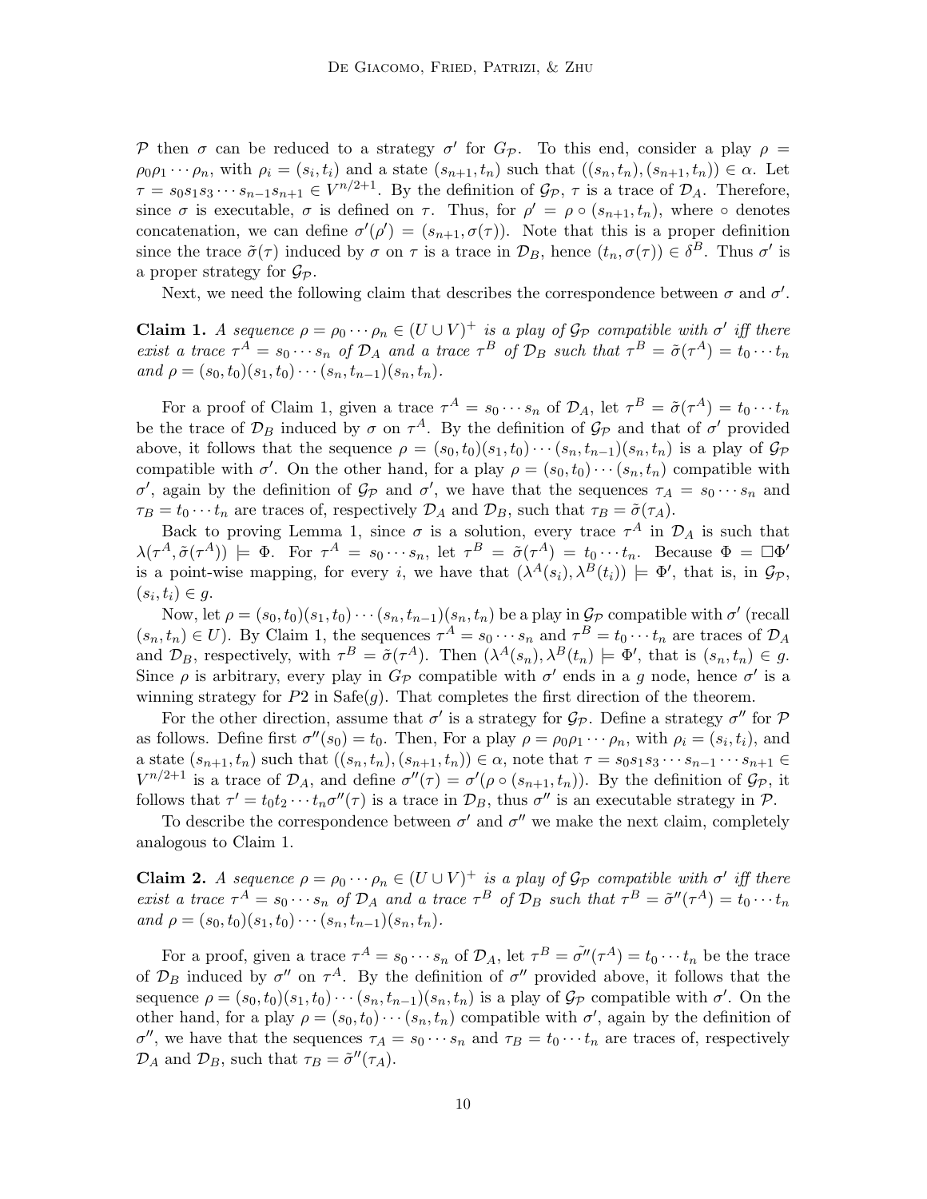$\mathcal{P}$ then $\sigma$ can be reduced to a strategy $\sigma'$ for $G_{\mathcal{P}}$. To this end, consider a play $\rho = \rho_0\rho_1 \cdots \rho_n$, with $\rho_i = (s_i, t_i)$ and a state $(s_{n+1}, t_n)$ such that $((s_n, t_n), (s_{n+1}, t_n)) \in \alpha$. Let $\tau = s_0 s_1 s_3 \cdots s_{n-1} s_{n+1} \in V^{n/2+1}$. By the definition of $\mathcal{G}_{\mathcal{P}}$, $\tau$ is a trace of $\mathcal{D}_A$. Therefore, since $\sigma$ is executable, $\sigma$ is defined on $\tau$. Thus, for $\rho' = \rho \circ (s_{n+1}, t_n)$, where $\circ$ denotes concatenation, we can define $\sigma'(\rho') = (s_{n+1}, \sigma(\tau))$. Note that this is a proper definition since the trace $\tilde{\sigma}(\tau)$ induced by $\sigma$ on $\tau$ is a trace in $\mathcal{D}_B$, hence $(t_n, \sigma(\tau)) \in \delta^B$. Thus $\sigma'$ is a proper strategy for $\mathcal{G}_{\mathcal{P}}$.

Next, we need the following claim that describes the correspondence between $\sigma$ and $\sigma'$.

**Claim 1.** *A sequence $\rho = \rho_0 \cdots \rho_n \in (U \cup V)^+$ is a play of $\mathcal{G}_{\mathcal{P}}$ compatible with $\sigma'$ iff there exist a trace $\tau^A = s_0 \cdots s_n$ of $\mathcal{D}_A$ and a trace $\tau^B$ of $\mathcal{D}_B$ such that $\tau^B = \tilde{\sigma}(\tau^A) = t_0 \cdots t_n$ and $\rho = (s_0, t_0)(s_1, t_0) \cdots (s_n, t_{n-1})(s_n, t_n)$.*

For a proof of Claim 1, given a trace $\tau^A = s_0 \cdots s_n$ of $\mathcal{D}_A$, let $\tau^B = \tilde{\sigma}(\tau^A) = t_0 \cdots t_n$ be the trace of $\mathcal{D}_B$ induced by $\sigma$ on $\tau^A$. By the definition of $\mathcal{G}_{\mathcal{P}}$ and that of $\sigma'$ provided above, it follows that the sequence $\rho = (s_0, t_0)(s_1, t_0) \cdots (s_n, t_{n-1})(s_n, t_n)$ is a play of $\mathcal{G}_{\mathcal{P}}$ compatible with $\sigma'$. On the other hand, for a play $\rho = (s_0, t_0) \cdots (s_n, t_n)$ compatible with $\sigma'$, again by the definition of $\mathcal{G}_{\mathcal{P}}$ and $\sigma'$, we have that the sequences $\tau_A = s_0 \cdots s_n$ and $\tau_B = t_0 \cdots t_n$ are traces of, respectively $\mathcal{D}_A$ and $\mathcal{D}_B$, such that $\tau_B = \tilde{\sigma}(\tau_A)$.

Back to proving Lemma 1, since $\sigma$ is a solution, every trace $\tau^A$ in $\mathcal{D}_A$ is such that $\lambda(\tau^A, \tilde{\sigma}(\tau^A)) \models \Phi$. For $\tau^A = s_0 \cdots s_n$, let $\tau^B = \tilde{\sigma}(\tau^A) = t_0 \cdots t_n$. Because $\Phi = \Box\Phi'$ is a point-wise mapping, for every $i$, we have that $(\lambda^A(s_i), \lambda^B(t_i)) \models \Phi'$, that is, in $\mathcal{G}_{\mathcal{P}}$, $(s_i, t_i) \in g$.

Now, let $\rho = (s_0, t_0)(s_1, t_0) \cdots (s_n, t_{n-1})(s_n, t_n)$ be a play in $\mathcal{G}_{\mathcal{P}}$ compatible with $\sigma'$ (recall $(s_n, t_n) \in U$). By Claim 1, the sequences $\tau^A = s_0 \cdots s_n$ and $\tau^B = t_0 \cdots t_n$ are traces of $\mathcal{D}_A$ and $\mathcal{D}_B$, respectively, with $\tau^B = \tilde{\sigma}(\tau^A)$. Then $(\lambda^A(s_n), \lambda^B(t_n) \models \Phi'$, that is $(s_n, t_n) \in g$. Since $\rho$ is arbitrary, every play in $G_{\mathcal{P}}$ compatible with $\sigma'$ ends in a $g$ node, hence $\sigma'$ is a winning strategy for $P2$ in Safe($g$). That completes the first direction of the theorem.

For the other direction, assume that $\sigma'$ is a strategy for $\mathcal{G}_{\mathcal{P}}$. Define a strategy $\sigma''$ for $\mathcal{P}$ as follows. Define first $\sigma''(s_0) = t_0$. Then, For a play $\rho = \rho_0\rho_1 \cdots \rho_n$, with $\rho_i = (s_i, t_i)$, and a state $(s_{n+1}, t_n)$ such that $((s_n, t_n), (s_{n+1}, t_n)) \in \alpha$, note that $\tau = s_0 s_1 s_3 \cdots s_{n-1} \cdots s_{n+1} \in V^{n/2+1}$ is a trace of $\mathcal{D}_A$, and define $\sigma''(\tau) = \sigma'(\rho \circ (s_{n+1}, t_n))$. By the definition of $\mathcal{G}_{\mathcal{P}}$, it follows that $\tau' = t_0 t_2 \cdots t_n \sigma''(\tau)$ is a trace in $\mathcal{D}_B$, thus $\sigma''$ is an executable strategy in $\mathcal{P}$.

To describe the correspondence between $\sigma'$ and $\sigma''$ we make the next claim, completely analogous to Claim 1.

**Claim 2.** *A sequence $\rho = \rho_0 \cdots \rho_n \in (U \cup V)^+$ is a play of $\mathcal{G}_{\mathcal{P}}$ compatible with $\sigma'$ iff there exist a trace $\tau^A = s_0 \cdots s_n$ of $\mathcal{D}_A$ and a trace $\tau^B$ of $\mathcal{D}_B$ such that $\tau^B = \tilde{\sigma}''(\tau^A) = t_0 \cdots t_n$ and $\rho = (s_0, t_0)(s_1, t_0) \cdots (s_n, t_{n-1})(s_n, t_n)$.*

For a proof, given a trace $\tau^A = s_0 \cdots s_n$ of $\mathcal{D}_A$, let $\tau^B = \tilde{\sigma''}(\tau^A) = t_0 \cdots t_n$ be the trace of $\mathcal{D}_B$ induced by $\sigma''$ on $\tau^A$. By the definition of $\sigma''$ provided above, it follows that the sequence $\rho = (s_0, t_0)(s_1, t_0) \cdots (s_n, t_{n-1})(s_n, t_n)$ is a play of $\mathcal{G}_{\mathcal{P}}$ compatible with $\sigma'$. On the other hand, for a play $\rho = (s_0, t_0) \cdots (s_n, t_n)$ compatible with $\sigma'$, again by the definition of $\sigma''$, we have that the sequences $\tau_A = s_0 \cdots s_n$ and $\tau_B = t_0 \cdots t_n$ are traces of, respectively $\mathcal{D}_A$ and $\mathcal{D}_B$, such that $\tau_B = \tilde{\sigma}''(\tau_A)$.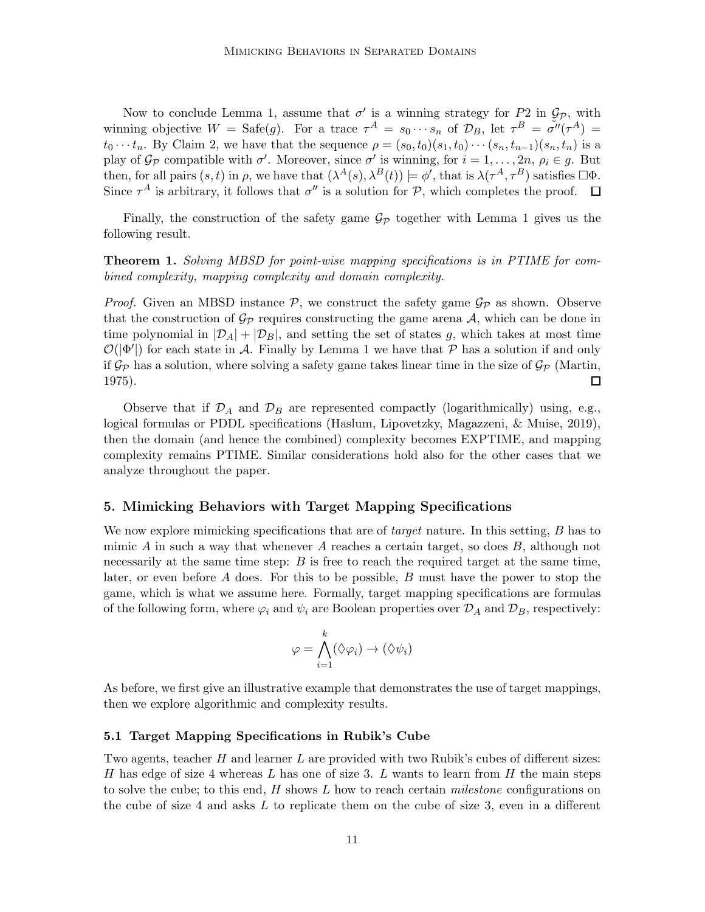Now to conclude Lemma 1, assume that $\sigma'$ is a winning strategy for $P2$ in $\mathcal{G}_\mathcal{P}$, with winning objective $W = \text{Safe}(g)$. For a trace $\tau^A = s_0 \cdots s_n$ of $\mathcal{D}_B$, let $\tau^B = \tilde{\sigma''}(\tau^A) = t_0 \cdots t_n$. By Claim 2, we have that the sequence $\rho = (s_0, t_0)(s_1, t_0) \cdots (s_n, t_{n-1})(s_n, t_n)$ is a play of $\mathcal{G}_\mathcal{P}$ compatible with $\sigma'$. Moreover, since $\sigma'$ is winning, for $i = 1, \ldots, 2n$, $\rho_i \in g$. But then, for all pairs $(s, t)$ in $\rho$, we have that $(\lambda^A(s), \lambda^B(t)) \models \phi'$, that is $\lambda(\tau^A, \tau^B)$ satisfies $\Box\Phi$. Since $\tau^A$ is arbitrary, it follows that $\sigma''$ is a solution for $\mathcal{P}$, which completes the proof. $\square$

Finally, the construction of the safety game $\mathcal{G}_\mathcal{P}$ together with Lemma 1 gives us the following result.

**Theorem 1.** *Solving MBSD for point-wise mapping specifications is in PTIME for combined complexity, mapping complexity and domain complexity.*

*Proof.* Given an MBSD instance $\mathcal{P}$, we construct the safety game $\mathcal{G}_\mathcal{P}$ as shown. Observe that the construction of $\mathcal{G}_\mathcal{P}$ requires constructing the game arena $\mathcal{A}$, which can be done in time polynomial in $|\mathcal{D}_A| + |\mathcal{D}_B|$, and setting the set of states $g$, which takes at most time $\mathcal{O}(|\Phi'|)$ for each state in $\mathcal{A}$. Finally by Lemma 1 we have that $\mathcal{P}$ has a solution if and only if $\mathcal{G}_\mathcal{P}$ has a solution, where solving a safety game takes linear time in the size of $\mathcal{G}_\mathcal{P}$ (Martin, 1975). $\square$

Observe that if $\mathcal{D}_A$ and $\mathcal{D}_B$ are represented compactly (logarithmically) using, e.g., logical formulas or PDDL specifications (Haslum, Lipovetzky, Magazzeni, & Muise, 2019), then the domain (and hence the combined) complexity becomes EXPTIME, and mapping complexity remains PTIME. Similar considerations hold also for the other cases that we analyze throughout the paper.

## 5. Mimicking Behaviors with Target Mapping Specifications

We now explore mimicking specifications that are of *target* nature. In this setting, $B$ has to mimic $A$ in such a way that whenever $A$ reaches a certain target, so does $B$, although not necessarily at the same time step: $B$ is free to reach the required target at the same time, later, or even before $A$ does. For this to be possible, $B$ must have the power to stop the game, which is what we assume here. Formally, target mapping specifications are formulas of the following form, where $\varphi_i$ and $\psi_i$ are Boolean properties over $\mathcal{D}_A$ and $\mathcal{D}_B$, respectively:

$$\varphi = \bigwedge_{i=1}^{k} (\Diamond \varphi_i) \rightarrow (\Diamond \psi_i)$$

As before, we first give an illustrative example that demonstrates the use of target mappings, then we explore algorithmic and complexity results.

### 5.1 Target Mapping Specifications in Rubik's Cube

Two agents, teacher $H$ and learner $L$ are provided with two Rubik's cubes of different sizes: $H$ has edge of size 4 whereas $L$ has one of size 3. $L$ wants to learn from $H$ the main steps to solve the cube; to this end, $H$ shows $L$ how to reach certain *milestone* configurations on the cube of size 4 and asks $L$ to replicate them on the cube of size 3, even in a different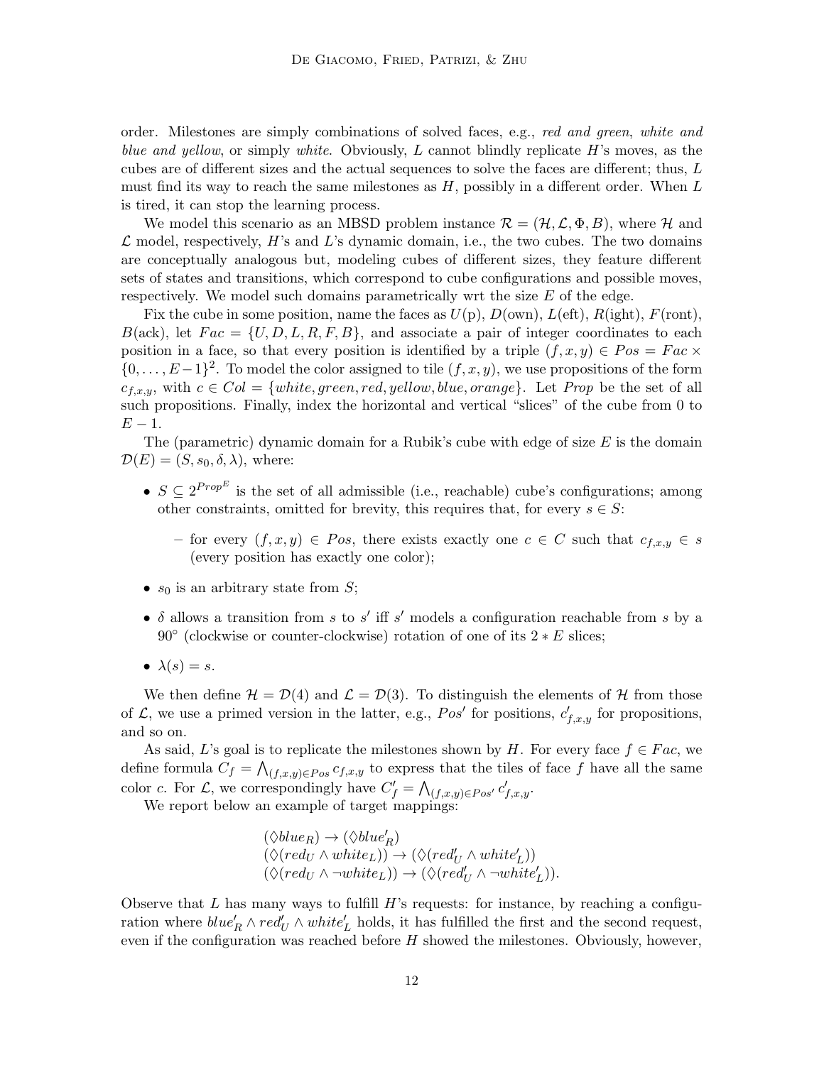order. Milestones are simply combinations of solved faces, e.g., *red and green*, *white and blue and yellow*, or simply *white*. Obviously, $L$ cannot blindly replicate $H$'s moves, as the cubes are of different sizes and the actual sequences to solve the faces are different; thus, $L$ must find its way to reach the same milestones as $H$, possibly in a different order. When $L$ is tired, it can stop the learning process.

We model this scenario as an MBSD problem instance $\mathcal{R} = (\mathcal{H}, \mathcal{L}, \Phi, B)$, where $\mathcal{H}$ and $\mathcal{L}$ model, respectively, $H$'s and $L$'s dynamic domain, i.e., the two cubes. The two domains are conceptually analogous but, modeling cubes of different sizes, they feature different sets of states and transitions, which correspond to cube configurations and possible moves, respectively. We model such domains parametrically wrt the size $E$ of the edge.

Fix the cube in some position, name the faces as $U$(p), $D$(own), $L$(eft), $R$(ight), $F$(ront), $B$(ack), let $Fac = \{U, D, L, R, F, B\}$, and associate a pair of integer coordinates to each position in a face, so that every position is identified by a triple $(f, x, y) \in Pos = Fac \times \{0, \ldots, E-1\}^2$. To model the color assigned to tile $(f, x, y)$, we use propositions of the form $c_{f,x,y}$, with $c \in Col = \{white, green, red, yellow, blue, orange\}$. Let $Prop$ be the set of all such propositions. Finally, index the horizontal and vertical "slices" of the cube from 0 to $E - 1$.

The (parametric) dynamic domain for a Rubik's cube with edge of size $E$ is the domain $\mathcal{D}(E) = (S, s_0, \delta, \lambda)$, where:

- $S \subseteq 2^{Prop^E}$ is the set of all admissible (i.e., reachable) cube's configurations; among other constraints, omitted for brevity, this requires that, for every $s \in S$:
  - for every $(f, x, y) \in Pos$, there exists exactly one $c \in C$ such that $c_{f,x,y} \in s$ (every position has exactly one color);
- $s_0$ is an arbitrary state from $S$;
- $\delta$ allows a transition from $s$ to $s'$ iff $s'$ models a configuration reachable from $s$ by a 90° (clockwise or counter-clockwise) rotation of one of its $2 * E$ slices;
- $\lambda(s) = s$.

We then define $\mathcal{H} = \mathcal{D}(4)$ and $\mathcal{L} = \mathcal{D}(3)$. To distinguish the elements of $\mathcal{H}$ from those of $\mathcal{L}$, we use a primed version in the latter, e.g., $Pos'$ for positions, $c'_{f,x,y}$ for propositions, and so on.

As said, $L$'s goal is to replicate the milestones shown by $H$. For every face $f \in Fac$, we define formula $C_f = \bigwedge_{(f,x,y) \in Pos} c_{f,x,y}$ to express that the tiles of face $f$ have all the same color $c$. For $\mathcal{L}$, we correspondingly have $C'_f = \bigwedge_{(f,x,y) \in Pos'} c'_{f,x,y}$.

We report below an example of target mappings:

$$
\begin{aligned}
&(\Diamond blue_R) \rightarrow (\Diamond blue'_R) \\
&(\Diamond(red_U \wedge white_L)) \rightarrow (\Diamond(red'_U \wedge white'_L)) \\
&(\Diamond(red_U \wedge \neg white_L)) \rightarrow (\Diamond(red'_U \wedge \neg white'_L)).
\end{aligned}
$$

Observe that $L$ has many ways to fulfill $H$'s requests: for instance, by reaching a configuration where $blue'_R \wedge red'_U \wedge white'_L$ holds, it has fulfilled the first and the second request, even if the configuration was reached before $H$ showed the milestones. Obviously, however,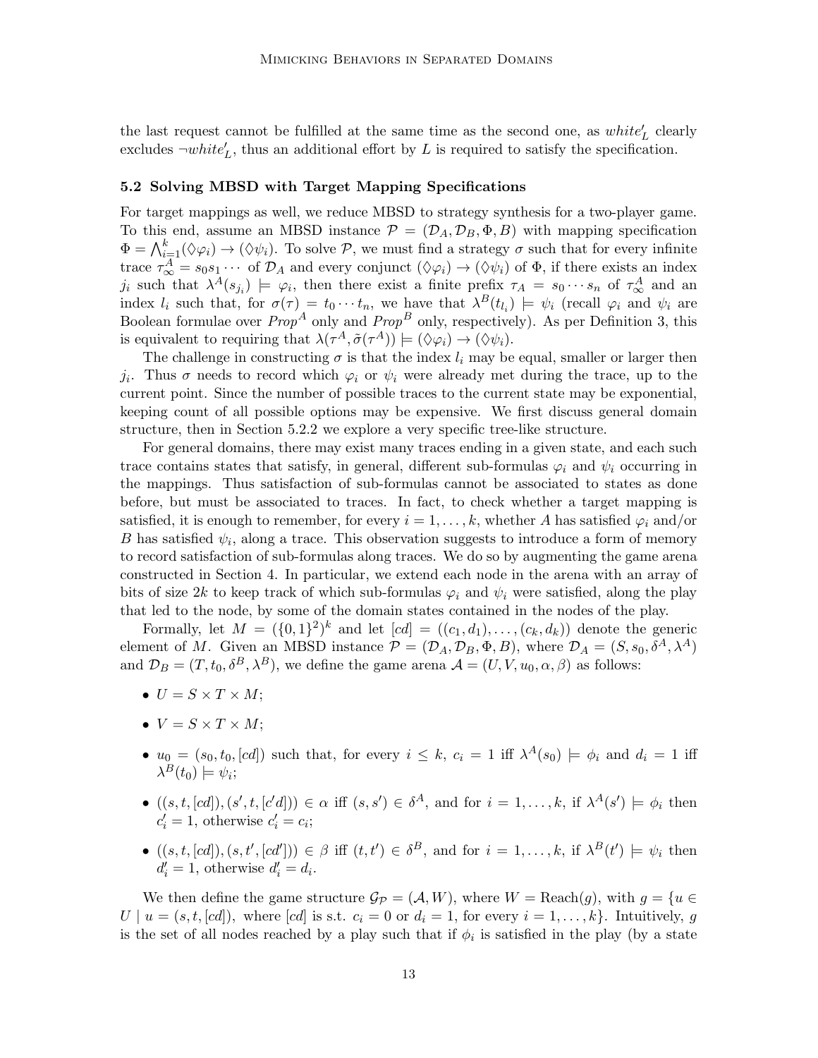the last request cannot be fulfilled at the same time as the second one, as $white'_L$ clearly excludes $\neg white'_L$, thus an additional effort by $L$ is required to satisfy the specification.

### 5.2 Solving MBSD with Target Mapping Specifications

For target mappings as well, we reduce MBSD to strategy synthesis for a two-player game. To this end, assume an MBSD instance $\mathcal{P} = (\mathcal{D}_A, \mathcal{D}_B, \Phi, B)$ with mapping specification $\Phi = \bigwedge_{i=1}^{k}(\Diamond\varphi_i) \rightarrow (\Diamond\psi_i)$. To solve $\mathcal{P}$, we must find a strategy $\sigma$ such that for every infinite trace $\tau^A_\infty = s_0 s_1 \cdots$ of $\mathcal{D}_A$ and every conjunct $(\Diamond\varphi_i) \rightarrow (\Diamond\psi_i)$ of $\Phi$, if there exists an index $j_i$ such that $\lambda^A(s_{j_i}) \models \varphi_i$, then there exist a finite prefix $\tau_A = s_0 \cdots s_n$ of $\tau^A_\infty$ and an index $l_i$ such that, for $\sigma(\tau) = t_0 \cdots t_n$, we have that $\lambda^B(t_{l_i}) \models \psi_i$ (recall $\varphi_i$ and $\psi_i$ are Boolean formulae over $Prop^A$ only and $Prop^B$ only, respectively). As per Definition 3, this is equivalent to requiring that $\lambda(\tau^A, \tilde{\sigma}(\tau^A)) \models (\Diamond\varphi_i) \rightarrow (\Diamond\psi_i)$.

The challenge in constructing $\sigma$ is that the index $l_i$ may be equal, smaller or larger then $j_i$. Thus $\sigma$ needs to record which $\varphi_i$ or $\psi_i$ were already met during the trace, up to the current point. Since the number of possible traces to the current state may be exponential, keeping count of all possible options may be expensive. We first discuss general domain structure, then in Section 5.2.2 we explore a very specific tree-like structure.

For general domains, there may exist many traces ending in a given state, and each such trace contains states that satisfy, in general, different sub-formulas $\varphi_i$ and $\psi_i$ occurring in the mappings. Thus satisfaction of sub-formulas cannot be associated to states as done before, but must be associated to traces. In fact, to check whether a target mapping is satisfied, it is enough to remember, for every $i = 1, \ldots, k$, whether $A$ has satisfied $\varphi_i$ and/or $B$ has satisfied $\psi_i$, along a trace. This observation suggests to introduce a form of memory to record satisfaction of sub-formulas along traces. We do so by augmenting the game arena constructed in Section 4. In particular, we extend each node in the arena with an array of bits of size $2k$ to keep track of which sub-formulas $\varphi_i$ and $\psi_i$ were satisfied, along the play that led to the node, by some of the domain states contained in the nodes of the play.

Formally, let $M = (\{0,1\}^2)^k$ and let $[cd] = ((c_1, d_1), \ldots, (c_k, d_k))$ denote the generic element of $M$. Given an MBSD instance $\mathcal{P} = (\mathcal{D}_A, \mathcal{D}_B, \Phi, B)$, where $\mathcal{D}_A = (S, s_0, \delta^A, \lambda^A)$ and $\mathcal{D}_B = (T, t_0, \delta^B, \lambda^B)$, we define the game arena $\mathcal{A} = (U, V, u_0, \alpha, \beta)$ as follows:

- $U = S \times T \times M$;
- $V = S \times T \times M$;
- $u_0 = (s_0, t_0, [cd])$ such that, for every $i \leq k$, $c_i = 1$ iff $\lambda^A(s_0) \models \phi_i$ and $d_i = 1$ iff $\lambda^B(t_0) \models \psi_i$;
- $((s, t, [cd]), (s', t, [c'd])) \in \alpha$ iff $(s, s') \in \delta^A$, and for $i = 1, \ldots, k$, if $\lambda^A(s') \models \phi_i$ then $c'_i = 1$, otherwise $c'_i = c_i$;
- $((s, t, [cd]), (s, t', [cd'])) \in \beta$ iff $(t, t') \in \delta^B$, and for $i = 1, \ldots, k$, if $\lambda^B(t') \models \psi_i$ then $d'_i = 1$, otherwise $d'_i = d_i$.

We then define the game structure $\mathcal{G}_\mathcal{P} = (\mathcal{A}, W)$, where $W = \text{Reach}(g)$, with $g = \{u \in U \mid u = (s, t, [cd])$, where $[cd]$ is s.t. $c_i = 0$ or $d_i = 1$, for every $i = 1, \ldots, k\}$. Intuitively, $g$ is the set of all nodes reached by a play such that if $\phi_i$ is satisfied in the play (by a state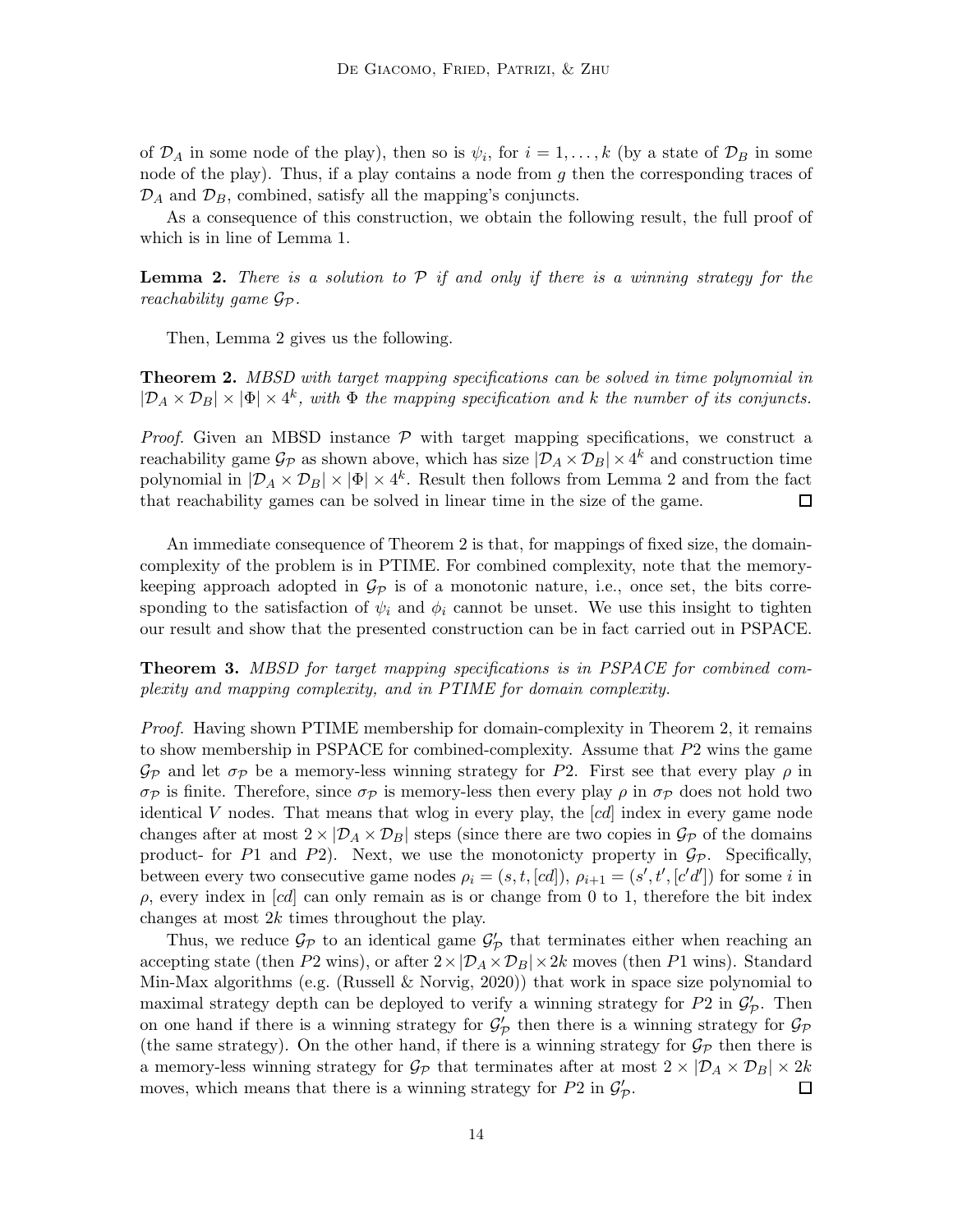of $\mathcal{D}_A$ in some node of the play), then so is $\psi_i$, for $i = 1, \ldots, k$ (by a state of $\mathcal{D}_B$ in some node of the play). Thus, if a play contains a node from $g$ then the corresponding traces of $\mathcal{D}_A$ and $\mathcal{D}_B$, combined, satisfy all the mapping's conjuncts.

As a consequence of this construction, we obtain the following result, the full proof of which is in line of Lemma 1.

**Lemma 2.** *There is a solution to $\mathcal{P}$ if and only if there is a winning strategy for the reachability game $\mathcal{G}_\mathcal{P}$.*

Then, Lemma 2 gives us the following.

**Theorem 2.** *MBSD with target mapping specifications can be solved in time polynomial in $|\mathcal{D}_A \times \mathcal{D}_B| \times |\Phi| \times 4^k$, with $\Phi$ the mapping specification and $k$ the number of its conjuncts.*

*Proof.* Given an MBSD instance $\mathcal{P}$ with target mapping specifications, we construct a reachability game $\mathcal{G}_\mathcal{P}$ as shown above, which has size $|\mathcal{D}_A \times \mathcal{D}_B| \times 4^k$ and construction time polynomial in $|\mathcal{D}_A \times \mathcal{D}_B| \times |\Phi| \times 4^k$. Result then follows from Lemma 2 and from the fact that reachability games can be solved in linear time in the size of the game. □

An immediate consequence of Theorem 2 is that, for mappings of fixed size, the domain-complexity of the problem is in PTIME. For combined complexity, note that the memory-keeping approach adopted in $\mathcal{G}_\mathcal{P}$ is of a monotonic nature, i.e., once set, the bits corresponding to the satisfaction of $\psi_i$ and $\phi_i$ cannot be unset. We use this insight to tighten our result and show that the presented construction can be in fact carried out in PSPACE.

**Theorem 3.** *MBSD for target mapping specifications is in PSPACE for combined complexity and mapping complexity, and in PTIME for domain complexity.*

*Proof.* Having shown PTIME membership for domain-complexity in Theorem 2, it remains to show membership in PSPACE for combined-complexity. Assume that $P2$ wins the game $\mathcal{G}_\mathcal{P}$ and let $\sigma_\mathcal{P}$ be a memory-less winning strategy for $P2$. First see that every play $\rho$ in $\sigma_\mathcal{P}$ is finite. Therefore, since $\sigma_\mathcal{P}$ is memory-less then every play $\rho$ in $\sigma_\mathcal{P}$ does not hold two identical $V$ nodes. That means that wlog in every play, the $[cd]$ index in every game node changes after at most $2 \times |\mathcal{D}_A \times \mathcal{D}_B|$ steps (since there are two copies in $\mathcal{G}_\mathcal{P}$ of the domains product- for $P1$ and $P2$). Next, we use the monotonicty property in $\mathcal{G}_\mathcal{P}$. Specifically, between every two consecutive game nodes $\rho_i = (s, t, [cd])$, $\rho_{i+1} = (s', t', [c'd'])$ for some $i$ in $\rho$, every index in $[cd]$ can only remain as is or change from 0 to 1, therefore the bit index changes at most $2k$ times throughout the play.

Thus, we reduce $\mathcal{G}_\mathcal{P}$ to an identical game $\mathcal{G}'_\mathcal{P}$ that terminates either when reaching an accepting state (then $P2$ wins), or after $2 \times |\mathcal{D}_A \times \mathcal{D}_B| \times 2k$ moves (then $P1$ wins). Standard Min-Max algorithms (e.g. (Russell & Norvig, 2020)) that work in space size polynomial to maximal strategy depth can be deployed to verify a winning strategy for $P2$ in $\mathcal{G}'_\mathcal{P}$. Then on one hand if there is a winning strategy for $\mathcal{G}'_\mathcal{P}$ then there is a winning strategy for $\mathcal{G}_\mathcal{P}$ (the same strategy). On the other hand, if there is a winning strategy for $\mathcal{G}_\mathcal{P}$ then there is a memory-less winning strategy for $\mathcal{G}_\mathcal{P}$ that terminates after at most $2 \times |\mathcal{D}_A \times \mathcal{D}_B| \times 2k$ moves, which means that there is a winning strategy for $P2$ in $\mathcal{G}'_\mathcal{P}$. □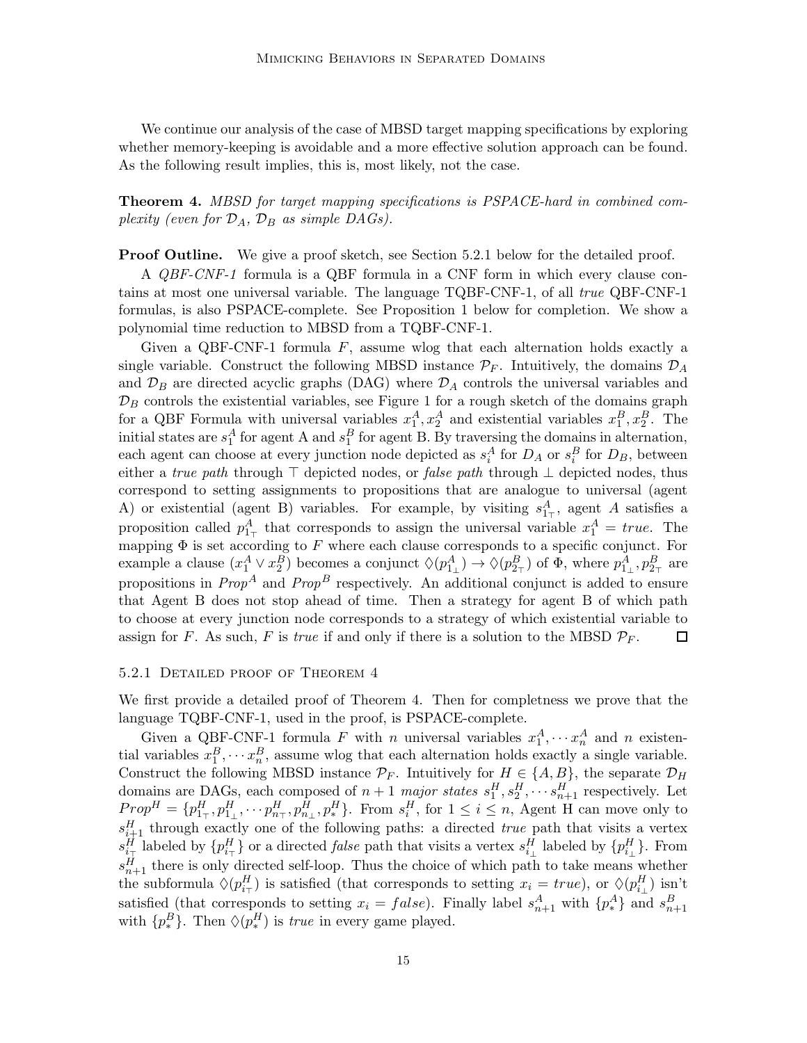We continue our analysis of the case of MBSD target mapping specifications by exploring whether memory-keeping is avoidable and a more effective solution approach can be found. As the following result implies, this is, most likely, not the case.

**Theorem 4.** *MBSD for target mapping specifications is PSPACE-hard in combined complexity (even for $\mathcal{D}_A$, $\mathcal{D}_B$ as simple DAGs).*

**Proof Outline.** We give a proof sketch, see Section 5.2.1 below for the detailed proof.

A *QBF-CNF-1* formula is a QBF formula in a CNF form in which every clause contains at most one universal variable. The language TQBF-CNF-1, of all *true* QBF-CNF-1 formulas, is also PSPACE-complete. See Proposition 1 below for completion. We show a polynomial time reduction to MBSD from a TQBF-CNF-1.

Given a QBF-CNF-1 formula $F$, assume wlog that each alternation holds exactly a single variable. Construct the following MBSD instance $\mathcal{P}_F$. Intuitively, the domains $\mathcal{D}_A$ and $\mathcal{D}_B$ are directed acyclic graphs (DAG) where $\mathcal{D}_A$ controls the universal variables and $\mathcal{D}_B$ controls the existential variables, see Figure 1 for a rough sketch of the domains graph for a QBF Formula with universal variables $x_1^A, x_2^A$ and existential variables $x_1^B, x_2^B$. The initial states are $s_1^A$ for agent A and $s_1^B$ for agent B. By traversing the domains in alternation, each agent can choose at every junction node depicted as $s_i^A$ for $D_A$ or $s_i^B$ for $D_B$, between either a *true path* through $\top$ depicted nodes, or *false path* through $\bot$ depicted nodes, thus correspond to setting assignments to propositions that are analogue to universal (agent A) or existential (agent B) variables. For example, by visiting $s_{1_\top}^A$, agent $A$ satisfies a proposition called $p_{1_\top}^A$ that corresponds to assign the universal variable $x_1^A = true$. The mapping $\Phi$ is set according to $F$ where each clause corresponds to a specific conjunct. For example a clause $(x_1^A \vee x_2^B)$ becomes a conjunct $\Diamond(p_{1_\bot}^A) \rightarrow \Diamond(p_{2_\top}^B)$ of $\Phi$, where $p_{1_\bot}^A, p_{2_\top}^B$ are propositions in $Prop^A$ and $Prop^B$ respectively. An additional conjunct is added to ensure that Agent B does not stop ahead of time. Then a strategy for agent B of which path to choose at every junction node corresponds to a strategy of which existential variable to assign for $F$. As such, $F$ is *true* if and only if there is a solution to the MBSD $\mathcal{P}_F$. $\square$

### 5.2.1 Detailed proof of Theorem 4

We first provide a detailed proof of Theorem 4. Then for completness we prove that the language TQBF-CNF-1, used in the proof, is PSPACE-complete.

Given a QBF-CNF-1 formula $F$ with $n$ universal variables $x_1^A, \cdots x_n^A$ and $n$ existential variables $x_1^B, \cdots x_n^B$, assume wlog that each alternation holds exactly a single variable. Construct the following MBSD instance $\mathcal{P}_F$. Intuitively for $H \in \{A, B\}$, the separate $\mathcal{D}_H$ domains are DAGs, each composed of $n+1$ *major states* $s_1^H, s_2^H, \cdots s_{n+1}^H$ respectively. Let $Prop^H = \{p_{1_\top}^H, p_{1_\bot}^H, \cdots p_{n_\top}^H, p_{n_\bot}^H, p_*^H\}$. From $s_i^H$, for $1 \leq i \leq n$, Agent H can move only to $s_{i+1}^H$ through exactly one of the following paths: a directed *true* path that visits a vertex $s_{i_\top}^H$ labeled by $\{p_{i_\top}^H\}$ or a directed *false* path that visits a vertex $s_{i_\bot}^H$ labeled by $\{p_{i_\bot}^H\}$. From $s_{n+1}^H$ there is only directed self-loop. Thus the choice of which path to take means whether the subformula $\Diamond(p_{i_\top}^H)$ is satisfied (that corresponds to setting $x_i = true$), or $\Diamond(p_{i_\bot}^H)$ isn't satisfied (that corresponds to setting $x_i = false$). Finally label $s_{n+1}^A$ with $\{p_*^A\}$ and $s_{n+1}^B$ with $\{p_*^B\}$. Then $\Diamond(p_*^H)$ is *true* in every game played.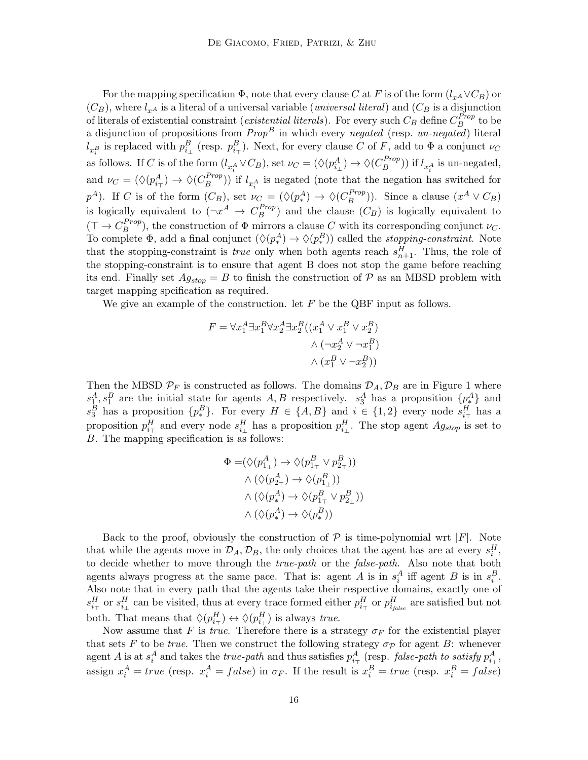For the mapping specification $\Phi$, note that every clause $C$ at $F$ is of the form $(l_{x^A} \vee C_B)$ or $(C_B)$, where $l_{x^A}$ is a literal of a universal variable (*universal literal*) and ($C_B$ is a disjunction of literals of existential constraint (*existential literals*). For every such $C_B$ define $C_B^{Prop}$ to be a disjunction of propositions from $Prop^B$ in which every *negated* (resp. *un-negated*) literal $l_{x_i^B}$ is replaced with $p^B_{i_\perp}$ (resp. $p^B_{i_\top}$). Next, for every clause $C$ of $F$, add to $\Phi$ a conjunct $\nu_C$ as follows. If $C$ is of the form $(l_{x_i^A} \vee C_B)$, set $\nu_C = (\Diamond(p^A_{i_\perp}) \rightarrow \Diamond(C_B^{Prop}))$ if $l_{x_i^A}$ is un-negated, and $\nu_C = (\Diamond(p^A_{i_\top}) \rightarrow \Diamond(C_B^{Prop}))$ if $l_{x_i^A}$ is negated (note that the negation has switched for $p^A$). If $C$ is of the form $(C_B)$, set $\nu_C = (\Diamond(p^A_*) \rightarrow \Diamond(C_B^{Prop}))$. Since a clause $(x^A \vee C_B)$ is logically equivalent to $(\neg x^A \rightarrow C_B^{Prop})$ and the clause $(C_B)$ is logically equivalent to $(\top \rightarrow C_B^{Prop})$, the construction of $\Phi$ mirrors a clause $C$ with its corresponding conjunct $\nu_C$. To complete $\Phi$, add a final conjunct $(\Diamond(p^A_*) \rightarrow \Diamond(p^B_*))$ called the *stopping-constraint*. Note that the stopping-constraint is *true* only when both agents reach $s^H_{n+1}$. Thus, the role of the stopping-constraint is to ensure that agent B does not stop the game before reaching its end. Finally set $Ag_{stop} = B$ to finish the construction of $\mathcal{P}$ as an MBSD problem with target mapping spcification as required.

We give an example of the construction. let $F$ be the QBF input as follows.

$$
\begin{aligned}
F = \forall x_1^A \exists x_1^B \forall x_2^A \exists x_2^B ((x_1^A \vee x_1^B \vee x_2^B) \\
\wedge (\neg x_2^A \vee \neg x_1^B) \\
\wedge (x_1^B \vee \neg x_2^B))
\end{aligned}
$$

Then the MBSD $\mathcal{P}_F$ is constructed as follows. The domains $\mathcal{D}_A, \mathcal{D}_B$ are in Figure 1 where $s_1^A, s_1^B$ are the initial state for agents $A, B$ respectively. $s_3^A$ has a proposition $\{p^A_*\}$ and $s_3^B$ has a proposition $\{p^B_*\}$. For every $H \in \{A, B\}$ and $i \in \{1, 2\}$ every node $s^H_{i_\top}$ has a proposition $p^H_{i_\top}$ and every node $s^H_{i_\perp}$ has a proposition $p^H_{i_\perp}$. The stop agent $Ag_{stop}$ is set to $B$. The mapping specification is as follows:

$$
\begin{aligned}
\Phi = &(\Diamond(p^A_{1_\perp}) \rightarrow \Diamond(p^B_{1_\top} \vee p^B_{2_\top})) \\
&\wedge (\Diamond(p^A_{2_\top}) \rightarrow \Diamond(p^B_{1_\perp})) \\
&\wedge (\Diamond(p^A_*) \rightarrow \Diamond(p^B_{1_\top} \vee p^B_{2_\perp})) \\
&\wedge (\Diamond(p^A_*) \rightarrow \Diamond(p^B_*))
\end{aligned}
$$

Back to the proof, obviously the construction of $\mathcal{P}$ is time-polynomial wrt $|F|$. Note that while the agents move in $\mathcal{D}_A, \mathcal{D}_B$, the only choices that the agent has are at every $s^H_i$, to decide whether to move through the *true-path* or the *false-path*. Also note that both agents always progress at the same pace. That is: agent $A$ is in $s^A_i$ iff agent $B$ is in $s^B_i$. Also note that in every path that the agents take their respective domains, exactly one of $s^H_{i_\top}$ or $s^H_{i_\perp}$ can be visited, thus at every trace formed either $p^H_{i_\top}$ or $p^H_{i_{false}}$ are satisfied but not both. That means that $\Diamond(p^H_{i_\top}) \leftrightarrow \Diamond(p^H_{i_\perp})$ is always *true*.

Now assume that $F$ is *true*. Therefore there is a strategy $\sigma_F$ for the existential player that sets $F$ to be *true*. Then we construct the following strategy $\sigma_{\mathcal{P}}$ for agent $B$: whenever agent $A$ is at $s^A_i$ and takes the *true-path* and thus satisfies $p^A_{i_\top}$ (resp. *false-path to satisfy* $p^A_{i_\perp}$, assign $x^A_i = true$ (resp. $x^A_i = false$) in $\sigma_F$. If the result is $x^B_i = true$ (resp. $x^B_i = false$)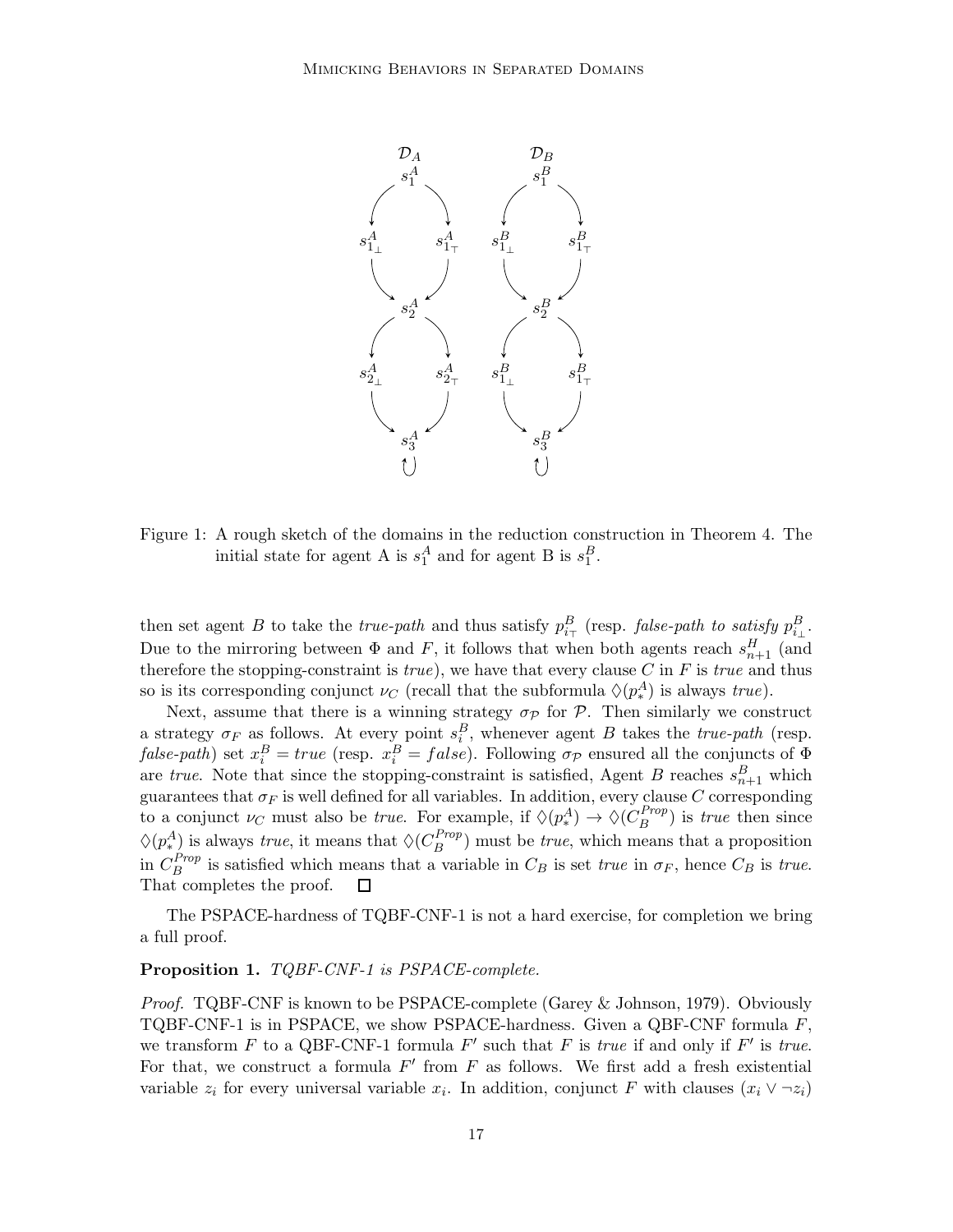Figure 1: A rough sketch of the domains in the reduction construction in Theorem 4. The initial state for agent A is $s_1^A$ and for agent B is $s_1^B$.

then set agent $B$ to take the *true-path* and thus satisfy $p^B_{i_\top}$ (resp. *false-path to satisfy* $p^B_{i_\bot}$. Due to the mirroring between $\Phi$ and $F$, it follows that when both agents reach $s^H_{n+1}$ (and therefore the stopping-constraint is *true*), we have that every clause $C$ in $F$ is *true* and thus so is its corresponding conjunct $\nu_C$ (recall that the subformula $\Diamond(p^A_*)$ is always *true*).

Next, assume that there is a winning strategy $\sigma_{\mathcal{P}}$ for $\mathcal{P}$. Then similarly we construct a strategy $\sigma_F$ as follows. At every point $s^B_i$, whenever agent $B$ takes the *true-path* (resp. *false-path*) set $x^B_i = true$ (resp. $x^B_i = false$). Following $\sigma_{\mathcal{P}}$ ensured all the conjuncts of $\Phi$ are *true*. Note that since the stopping-constraint is satisfied, Agent $B$ reaches $s^B_{n+1}$ which guarantees that $\sigma_F$ is well defined for all variables. In addition, every clause $C$ corresponding to a conjunct $\nu_C$ must also be *true*. For example, if $\Diamond(p^A_*) \rightarrow \Diamond(C^{Prop}_B)$ is *true* then since $\Diamond(p^A_*)$ is always *true*, it means that $\Diamond(C^{Prop}_B)$ must be *true*, which means that a proposition in $C^{Prop}_B$ is satisfied which means that a variable in $C_B$ is set *true* in $\sigma_F$, hence $C_B$ is *true*. That completes the proof. $\square$

The PSPACE-hardness of TQBF-CNF-1 is not a hard exercise, for completion we bring a full proof.

**Proposition 1.** *TQBF-CNF-1 is PSPACE-complete.*

*Proof.* TQBF-CNF is known to be PSPACE-complete (Garey & Johnson, 1979). Obviously TQBF-CNF-1 is in PSPACE, we show PSPACE-hardness. Given a QBF-CNF formula $F$, we transform $F$ to a QBF-CNF-1 formula $F'$ such that $F$ is *true* if and only if $F'$ is *true*. For that, we construct a formula $F'$ from $F$ as follows. We first add a fresh existential variable $z_i$ for every universal variable $x_i$. In addition, conjunct $F$ with clauses $(x_i \vee \neg z_i)$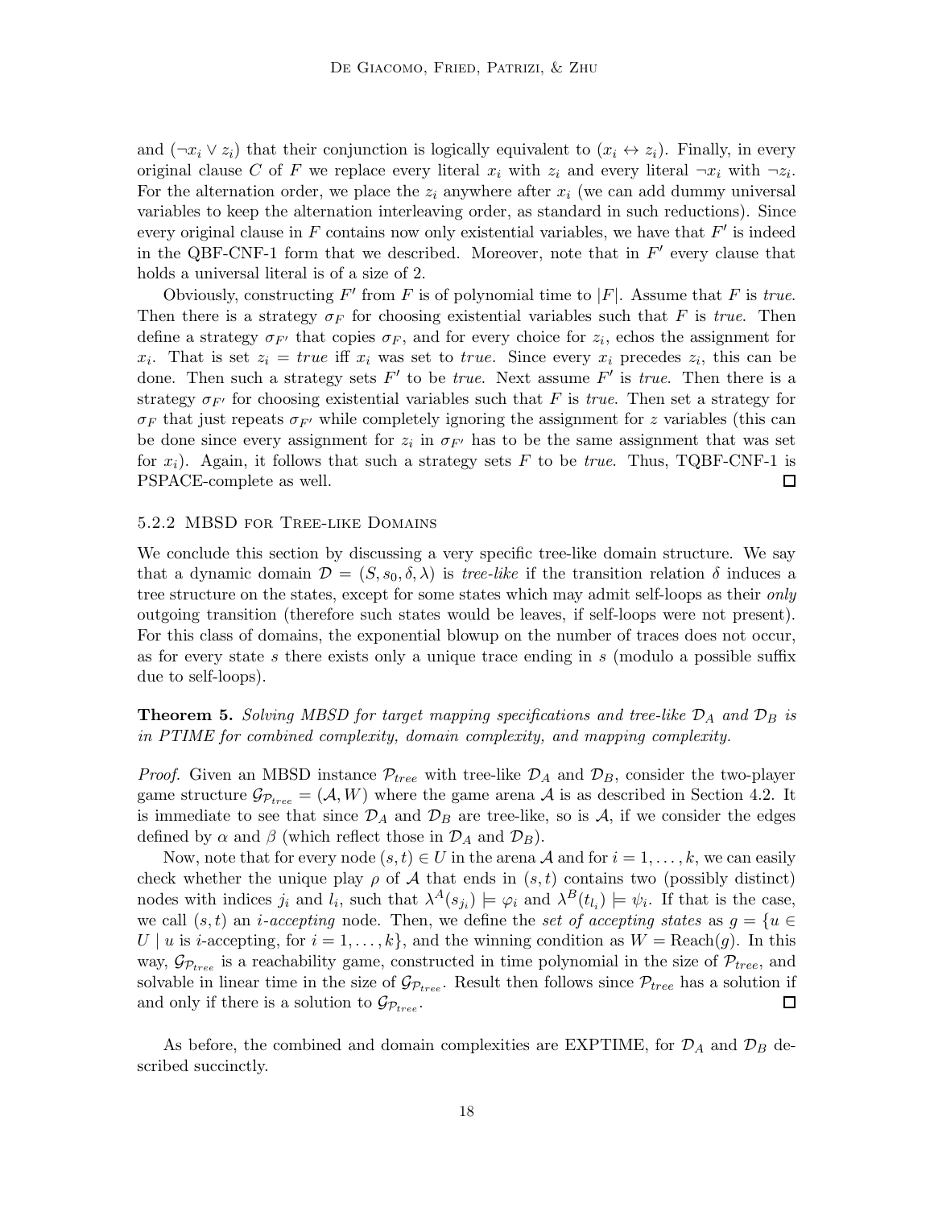and $(\neg x_i \vee z_i)$ that their conjunction is logically equivalent to $(x_i \leftrightarrow z_i)$. Finally, in every original clause $C$ of $F$ we replace every literal $x_i$ with $z_i$ and every literal $\neg x_i$ with $\neg z_i$. For the alternation order, we place the $z_i$ anywhere after $x_i$ (we can add dummy universal variables to keep the alternation interleaving order, as standard in such reductions). Since every original clause in $F$ contains now only existential variables, we have that $F'$ is indeed in the QBF-CNF-1 form that we described. Moreover, note that in $F'$ every clause that holds a universal literal is of a size of 2.

Obviously, constructing $F'$ from $F$ is of polynomial time to $|F|$. Assume that $F$ is *true*. Then there is a strategy $\sigma_F$ for choosing existential variables such that $F$ is *true*. Then define a strategy $\sigma_{F'}$ that copies $\sigma_F$, and for every choice for $z_i$, echos the assignment for $x_i$. That is set $z_i = true$ iff $x_i$ was set to *true*. Since every $x_i$ precedes $z_i$, this can be done. Then such a strategy sets $F'$ to be *true*. Next assume $F'$ is *true*. Then there is a strategy $\sigma_{F'}$ for choosing existential variables such that $F$ is *true*. Then set a strategy for $\sigma_F$ that just repeats $\sigma_{F'}$ while completely ignoring the assignment for $z$ variables (this can be done since every assignment for $z_i$ in $\sigma_{F'}$ has to be the same assignment that was set for $x_i$). Again, it follows that such a strategy sets $F$ to be *true*. Thus, TQBF-CNF-1 is PSPACE-complete as well. ☐

### 5.2.2 MBSD for Tree-like Domains

We conclude this section by discussing a very specific tree-like domain structure. We say that a dynamic domain $\mathcal{D} = (S, s_0, \delta, \lambda)$ is *tree-like* if the transition relation $\delta$ induces a tree structure on the states, except for some states which may admit self-loops as their *only* outgoing transition (therefore such states would be leaves, if self-loops were not present). For this class of domains, the exponential blowup on the number of traces does not occur, as for every state $s$ there exists only a unique trace ending in $s$ (modulo a possible suffix due to self-loops).

**Theorem 5.** *Solving MBSD for target mapping specifications and tree-like $\mathcal{D}_A$ and $\mathcal{D}_B$ is in PTIME for combined complexity, domain complexity, and mapping complexity.*

*Proof.* Given an MBSD instance $\mathcal{P}_{tree}$ with tree-like $\mathcal{D}_A$ and $\mathcal{D}_B$, consider the two-player game structure $\mathcal{G}_{\mathcal{P}_{tree}} = (\mathcal{A}, W)$ where the game arena $\mathcal{A}$ is as described in Section 4.2. It is immediate to see that since $\mathcal{D}_A$ and $\mathcal{D}_B$ are tree-like, so is $\mathcal{A}$, if we consider the edges defined by $\alpha$ and $\beta$ (which reflect those in $\mathcal{D}_A$ and $\mathcal{D}_B$).

Now, note that for every node $(s, t) \in U$ in the arena $\mathcal{A}$ and for $i = 1, \ldots, k$, we can easily check whether the unique play $\rho$ of $\mathcal{A}$ that ends in $(s, t)$ contains two (possibly distinct) nodes with indices $j_i$ and $l_i$, such that $\lambda^A(s_{j_i}) \models \varphi_i$ and $\lambda^B(t_{l_i}) \models \psi_i$. If that is the case, we call $(s, t)$ an *$i$-accepting* node. Then, we define the *set of accepting states* as $g = \{u \in U \mid u \text{ is } i\text{-accepting, for } i = 1, \ldots, k\}$, and the winning condition as $W = \text{Reach}(g)$. In this way, $\mathcal{G}_{\mathcal{P}_{tree}}$ is a reachability game, constructed in time polynomial in the size of $\mathcal{P}_{tree}$, and solvable in linear time in the size of $\mathcal{G}_{\mathcal{P}_{tree}}$. Result then follows since $\mathcal{P}_{tree}$ has a solution if and only if there is a solution to $\mathcal{G}_{\mathcal{P}_{tree}}$. ☐

As before, the combined and domain complexities are EXPTIME, for $\mathcal{D}_A$ and $\mathcal{D}_B$ described succinctly.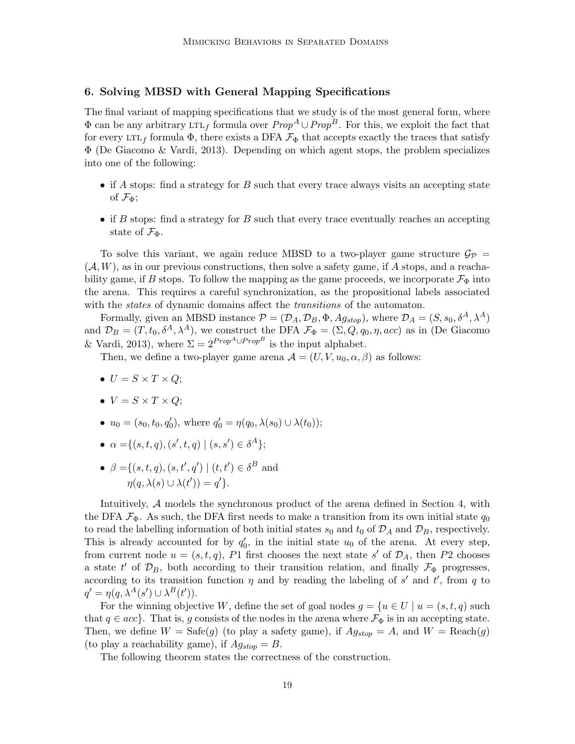## 6. Solving MBSD with General Mapping Specifications

The final variant of mapping specifications that we study is of the most general form, where $\Phi$ can be any arbitrary LTL$_f$ formula over $Prop^A \cup Prop^B$. For this, we exploit the fact that for every LTL$_f$ formula $\Phi$, there exists a DFA $\mathcal{F}_\Phi$ that accepts exactly the traces that satisfy $\Phi$ (De Giacomo & Vardi, 2013). Depending on which agent stops, the problem specializes into one of the following:

- if $A$ stops: find a strategy for $B$ such that every trace always visits an accepting state of $\mathcal{F}_\Phi$;
- if $B$ stops: find a strategy for $B$ such that every trace eventually reaches an accepting state of $\mathcal{F}_\Phi$.

To solve this variant, we again reduce MBSD to a two-player game structure $\mathcal{G}_\mathcal{P} = (\mathcal{A}, W)$, as in our previous constructions, then solve a safety game, if $A$ stops, and a reachability game, if $B$ stops. To follow the mapping as the game proceeds, we incorporate $\mathcal{F}_\Phi$ into the arena. This requires a careful synchronization, as the propositional labels associated with the *states* of dynamic domains affect the *transitions* of the automaton.

Formally, given an MBSD instance $\mathcal{P} = (\mathcal{D}_A, \mathcal{D}_B, \Phi, Ag_{stop})$, where $\mathcal{D}_A = (S, s_0, \delta^A, \lambda^A)$ and $\mathcal{D}_B = (T, t_0, \delta^A, \lambda^A)$, we construct the DFA $\mathcal{F}_\Phi = (\Sigma, Q, q_0, \eta, acc)$ as in (De Giacomo & Vardi, 2013), where $\Sigma = 2^{Prop^A \cup Prop^B}$ is the input alphabet.

Then, we define a two-player game arena $\mathcal{A} = (U, V, u_0, \alpha, \beta)$ as follows:

- $U = S \times T \times Q$;
- $V = S \times T \times Q$;
- $u_0 = (s_0, t_0, q'_0)$, where $q'_0 = \eta(q_0, \lambda(s_0) \cup \lambda(t_0))$;
- $\alpha = \{(s, t, q), (s', t, q) \mid (s, s') \in \delta^A\}$;
- $\beta = \{(s, t, q), (s, t', q') \mid (t, t') \in \delta^B$ and $\eta(q, \lambda(s) \cup \lambda(t')) = q'\}$.

Intuitively, $\mathcal{A}$ models the synchronous product of the arena defined in Section 4, with the DFA $\mathcal{F}_\Phi$. As such, the DFA first needs to make a transition from its own initial state $q_0$ to read the labelling information of both initial states $s_0$ and $t_0$ of $\mathcal{D}_A$ and $\mathcal{D}_B$, respectively. This is already accounted for by $q'_0$, in the initial state $u_0$ of the arena. At every step, from current node $u = (s, t, q)$, $P1$ first chooses the next state $s'$ of $\mathcal{D}_A$, then $P2$ chooses a state $t'$ of $\mathcal{D}_B$, both according to their transition relation, and finally $\mathcal{F}_\Phi$ progresses, according to its transition function $\eta$ and by reading the labeling of $s'$ and $t'$, from $q$ to $q' = \eta(q, \lambda^A(s') \cup \lambda^B(t'))$.

For the winning objective $W$, define the set of goal nodes $g = \{u \in U \mid u = (s, t, q)$ such that $q \in acc\}$. That is, $g$ consists of the nodes in the arena where $\mathcal{F}_\Phi$ is in an accepting state. Then, we define $W = \text{Safe}(g)$ (to play a safety game), if $Ag_{stop} = A$, and $W = \text{Reach}(g)$ (to play a reachability game), if $Ag_{stop} = B$.

The following theorem states the correctness of the construction.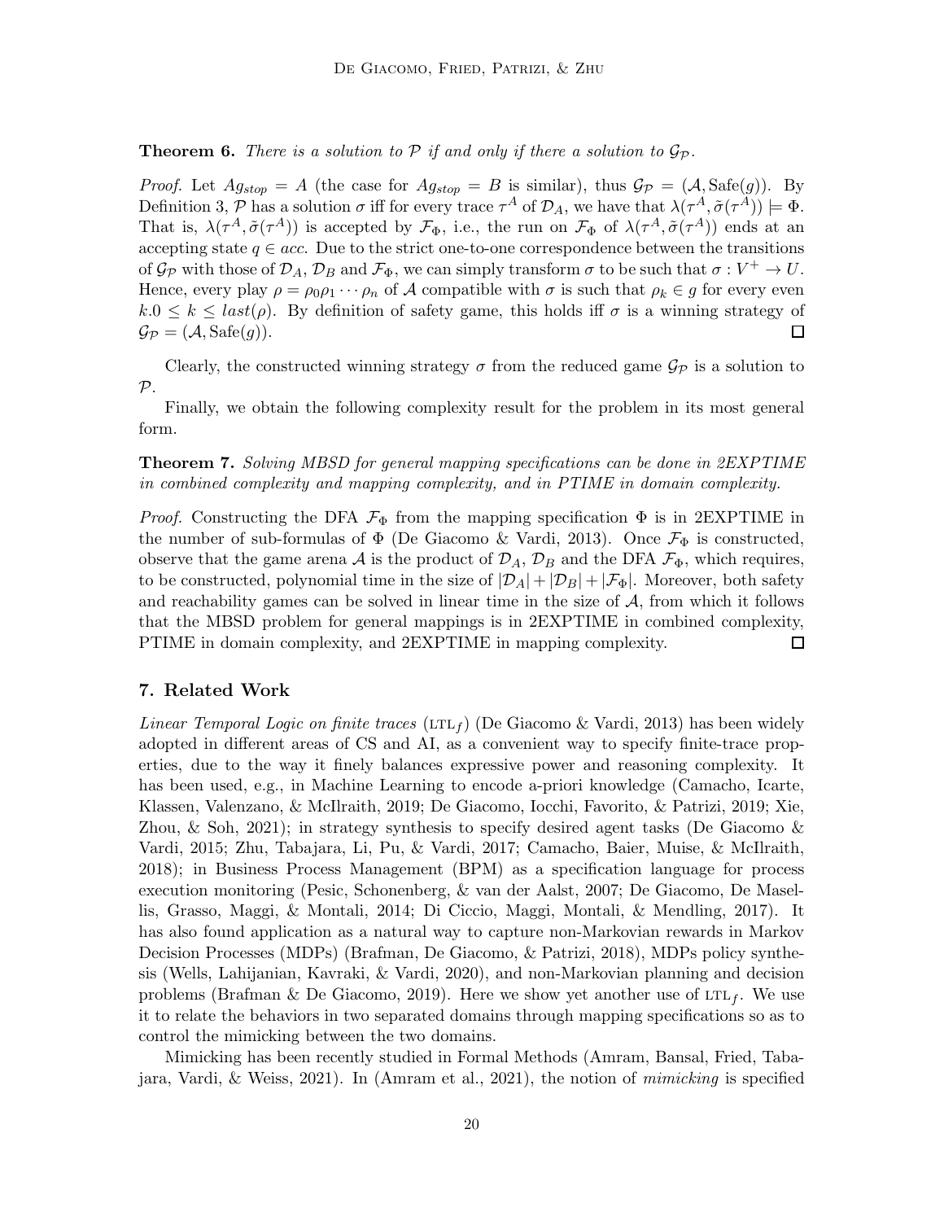**Theorem 6.** *There is a solution to $\mathcal{P}$ if and only if there a solution to $\mathcal{G}_{\mathcal{P}}$.*

*Proof.* Let $Ag_{stop} = A$ (the case for $Ag_{stop} = B$ is similar), thus $\mathcal{G}_{\mathcal{P}} = (\mathcal{A}, \text{Safe}(g))$. By Definition 3, $\mathcal{P}$ has a solution $\sigma$ iff for every trace $\tau^A$ of $\mathcal{D}_A$, we have that $\lambda(\tau^A, \tilde{\sigma}(\tau^A)) \models \Phi$. That is, $\lambda(\tau^A, \tilde{\sigma}(\tau^A))$ is accepted by $\mathcal{F}_\Phi$, i.e., the run on $\mathcal{F}_\Phi$ of $\lambda(\tau^A, \tilde{\sigma}(\tau^A))$ ends at an accepting state $q \in acc$. Due to the strict one-to-one correspondence between the transitions of $\mathcal{G}_{\mathcal{P}}$ with those of $\mathcal{D}_A$, $\mathcal{D}_B$ and $\mathcal{F}_\Phi$, we can simply transform $\sigma$ to be such that $\sigma : V^+ \to U$. Hence, every play $\rho = \rho_0 \rho_1 \cdots \rho_n$ of $\mathcal{A}$ compatible with $\sigma$ is such that $\rho_k \in g$ for every even $k.0 \leq k \leq last(\rho)$. By definition of safety game, this holds iff $\sigma$ is a winning strategy of $\mathcal{G}_{\mathcal{P}} = (\mathcal{A}, \text{Safe}(g))$. □

Clearly, the constructed winning strategy $\sigma$ from the reduced game $\mathcal{G}_{\mathcal{P}}$ is a solution to $\mathcal{P}$.

Finally, we obtain the following complexity result for the problem in its most general form.

**Theorem 7.** *Solving MBSD for general mapping specifications can be done in 2EXPTIME in combined complexity and mapping complexity, and in PTIME in domain complexity.*

*Proof.* Constructing the DFA $\mathcal{F}_\Phi$ from the mapping specification $\Phi$ is in 2EXPTIME in the number of sub-formulas of $\Phi$ (De Giacomo & Vardi, 2013). Once $\mathcal{F}_\Phi$ is constructed, observe that the game arena $\mathcal{A}$ is the product of $\mathcal{D}_A$, $\mathcal{D}_B$ and the DFA $\mathcal{F}_\Phi$, which requires, to be constructed, polynomial time in the size of $|\mathcal{D}_A| + |\mathcal{D}_B| + |\mathcal{F}_\Phi|$. Moreover, both safety and reachability games can be solved in linear time in the size of $\mathcal{A}$, from which it follows that the MBSD problem for general mappings is in 2EXPTIME in combined complexity, PTIME in domain complexity, and 2EXPTIME in mapping complexity. □

## 7. Related Work

*Linear Temporal Logic on finite traces* (LTL$_f$) (De Giacomo & Vardi, 2013) has been widely adopted in different areas of CS and AI, as a convenient way to specify finite-trace properties, due to the way it finely balances expressive power and reasoning complexity. It has been used, e.g., in Machine Learning to encode a-priori knowledge (Camacho, Icarte, Klassen, Valenzano, & McIlraith, 2019; De Giacomo, Iocchi, Favorito, & Patrizi, 2019; Xie, Zhou, & Soh, 2021); in strategy synthesis to specify desired agent tasks (De Giacomo & Vardi, 2015; Zhu, Tabajara, Li, Pu, & Vardi, 2017; Camacho, Baier, Muise, & McIlraith, 2018); in Business Process Management (BPM) as a specification language for process execution monitoring (Pesic, Schonenberg, & van der Aalst, 2007; De Giacomo, De Masellis, Grasso, Maggi, & Montali, 2014; Di Ciccio, Maggi, Montali, & Mendling, 2017). It has also found application as a natural way to capture non-Markovian rewards in Markov Decision Processes (MDPs) (Brafman, De Giacomo, & Patrizi, 2018), MDPs policy synthesis (Wells, Lahijanian, Kavraki, & Vardi, 2020), and non-Markovian planning and decision problems (Brafman & De Giacomo, 2019). Here we show yet another use of LTL$_f$. We use it to relate the behaviors in two separated domains through mapping specifications so as to control the mimicking between the two domains.

Mimicking has been recently studied in Formal Methods (Amram, Bansal, Fried, Tabajara, Vardi, & Weiss, 2021). In (Amram et al., 2021), the notion of *mimicking* is specified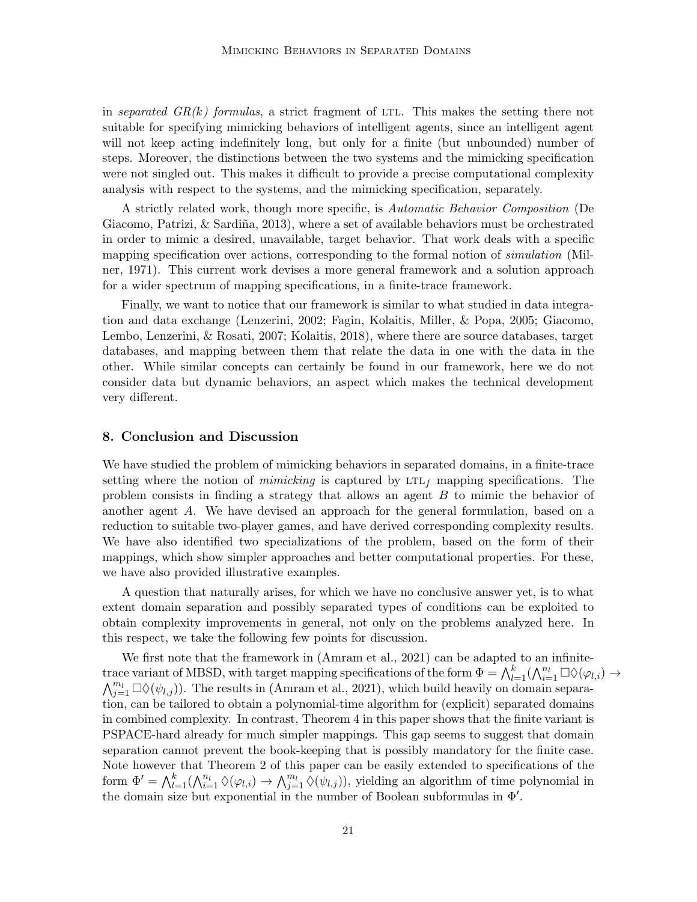in *separated GR(k) formulas*, a strict fragment of LTL. This makes the setting there not suitable for specifying mimicking behaviors of intelligent agents, since an intelligent agent will not keep acting indefinitely long, but only for a finite (but unbounded) number of steps. Moreover, the distinctions between the two systems and the mimicking specification were not singled out. This makes it difficult to provide a precise computational complexity analysis with respect to the systems, and the mimicking specification, separately.

A strictly related work, though more specific, is *Automatic Behavior Composition* (De Giacomo, Patrizi, & Sardiña, 2013), where a set of available behaviors must be orchestrated in order to mimic a desired, unavailable, target behavior. That work deals with a specific mapping specification over actions, corresponding to the formal notion of *simulation* (Milner, 1971). This current work devises a more general framework and a solution approach for a wider spectrum of mapping specifications, in a finite-trace framework.

Finally, we want to notice that our framework is similar to what studied in data integration and data exchange (Lenzerini, 2002; Fagin, Kolaitis, Miller, & Popa, 2005; Giacomo, Lembo, Lenzerini, & Rosati, 2007; Kolaitis, 2018), where there are source databases, target databases, and mapping between them that relate the data in one with the data in the other. While similar concepts can certainly be found in our framework, here we do not consider data but dynamic behaviors, an aspect which makes the technical development very different.

## 8. Conclusion and Discussion

We have studied the problem of mimicking behaviors in separated domains, in a finite-trace setting where the notion of *mimicking* is captured by $\text{LTL}_f$ mapping specifications. The problem consists in finding a strategy that allows an agent $B$ to mimic the behavior of another agent $A$. We have devised an approach for the general formulation, based on a reduction to suitable two-player games, and have derived corresponding complexity results. We have also identified two specializations of the problem, based on the form of their mappings, which show simpler approaches and better computational properties. For these, we have also provided illustrative examples.

A question that naturally arises, for which we have no conclusive answer yet, is to what extent domain separation and possibly separated types of conditions can be exploited to obtain complexity improvements in general, not only on the problems analyzed here. In this respect, we take the following few points for discussion.

We first note that the framework in (Amram et al., 2021) can be adapted to an infinite-trace variant of MBSD, with target mapping specifications of the form $\Phi = \bigwedge_{l=1}^{k}(\bigwedge_{i=1}^{n_l} \Box\Diamond(\varphi_{l,i}) \rightarrow \bigwedge_{j=1}^{m_l} \Box\Diamond(\psi_{l,j}))$. The results in (Amram et al., 2021), which build heavily on domain separation, can be tailored to obtain a polynomial-time algorithm for (explicit) separated domains in combined complexity. In contrast, Theorem 4 in this paper shows that the finite variant is PSPACE-hard already for much simpler mappings. This gap seems to suggest that domain separation cannot prevent the book-keeping that is possibly mandatory for the finite case. Note however that Theorem 2 of this paper can be easily extended to specifications of the form $\Phi' = \bigwedge_{l=1}^{k}(\bigwedge_{i=1}^{n_l} \Diamond(\varphi_{l,i}) \rightarrow \bigwedge_{j=1}^{m_l} \Diamond(\psi_{l,j}))$, yielding an algorithm of time polynomial in the domain size but exponential in the number of Boolean subformulas in $\Phi'$.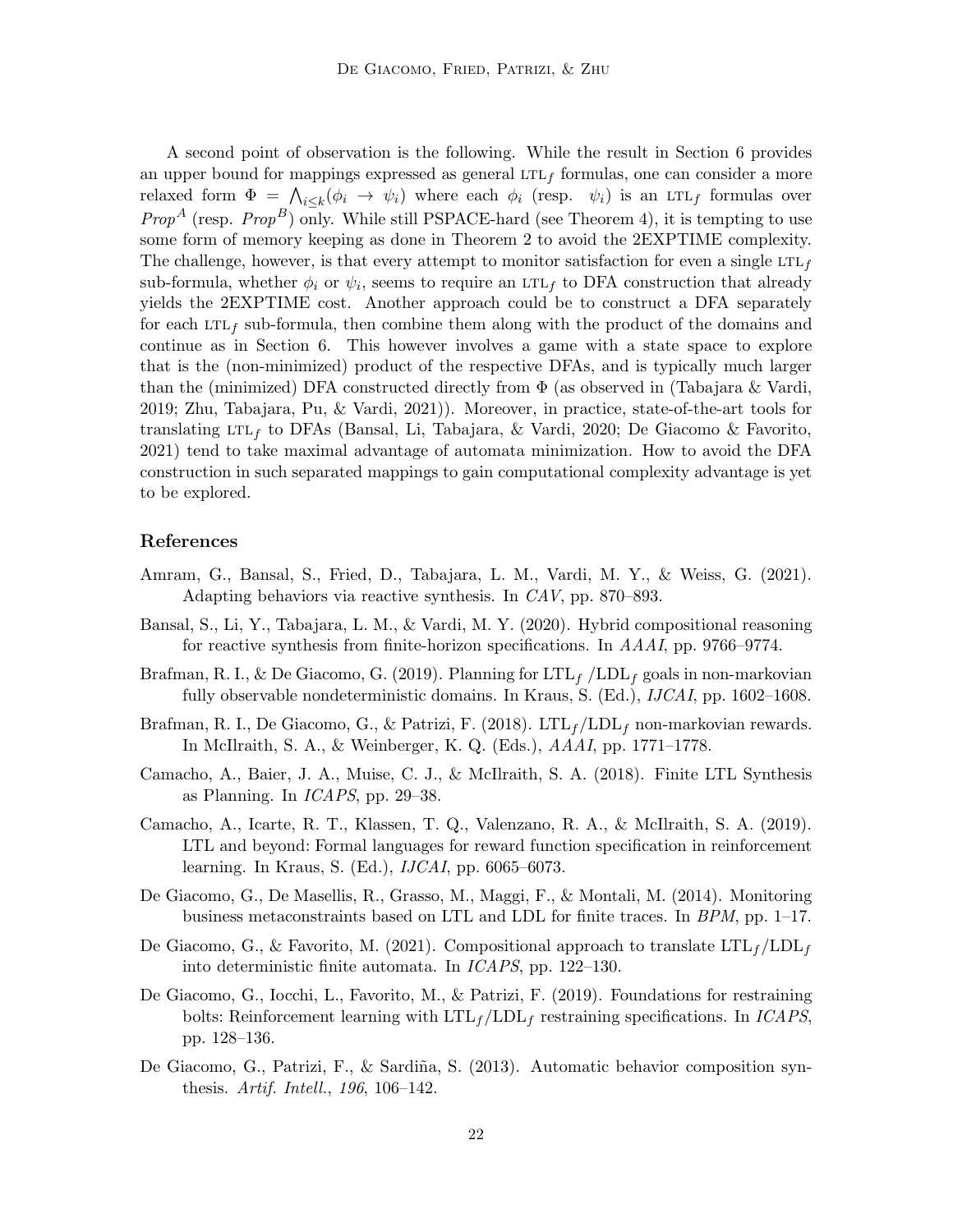A second point of observation is the following. While the result in Section 6 provides an upper bound for mappings expressed as general $\text{LTL}_f$ formulas, one can consider a more relaxed form $\Phi = \bigwedge_{i \leq k}(\phi_i \rightarrow \psi_i)$ where each $\phi_i$ (resp. $\psi_i$) is an $\text{LTL}_f$ formulas over $Prop^A$ (resp. $Prop^B$) only. While still PSPACE-hard (see Theorem 4), it is tempting to use some form of memory keeping as done in Theorem 2 to avoid the 2EXPTIME complexity. The challenge, however, is that every attempt to monitor satisfaction for even a single $\text{LTL}_f$ sub-formula, whether $\phi_i$ or $\psi_i$, seems to require an $\text{LTL}_f$ to DFA construction that already yields the 2EXPTIME cost. Another approach could be to construct a DFA separately for each $\text{LTL}_f$ sub-formula, then combine them along with the product of the domains and continue as in Section 6. This however involves a game with a state space to explore that is the (non-minimized) product of the respective DFAs, and is typically much larger than the (minimized) DFA constructed directly from $\Phi$ (as observed in (Tabajara & Vardi, 2019; Zhu, Tabajara, Pu, & Vardi, 2021)). Moreover, in practice, state-of-the-art tools for translating $\text{LTL}_f$ to DFAs (Bansal, Li, Tabajara, & Vardi, 2020; De Giacomo & Favorito, 2021) tend to take maximal advantage of automata minimization. How to avoid the DFA construction in such separated mappings to gain computational complexity advantage is yet to be explored.

## References

Amram, G., Bansal, S., Fried, D., Tabajara, L. M., Vardi, M. Y., & Weiss, G. (2021). Adapting behaviors via reactive synthesis. In *CAV*, pp. 870–893.

Bansal, S., Li, Y., Tabajara, L. M., & Vardi, M. Y. (2020). Hybrid compositional reasoning for reactive synthesis from finite-horizon specifications. In *AAAI*, pp. 9766–9774.

Brafman, R. I., & De Giacomo, G. (2019). Planning for $\text{LTL}_f$ /$\text{LDL}_f$ goals in non-markovian fully observable nondeterministic domains. In Kraus, S. (Ed.), *IJCAI*, pp. 1602–1608.

Brafman, R. I., De Giacomo, G., & Patrizi, F. (2018). $\text{LTL}_f$/$\text{LDL}_f$ non-markovian rewards. In McIlraith, S. A., & Weinberger, K. Q. (Eds.), *AAAI*, pp. 1771–1778.

Camacho, A., Baier, J. A., Muise, C. J., & McIlraith, S. A. (2018). Finite LTL Synthesis as Planning. In *ICAPS*, pp. 29–38.

Camacho, A., Icarte, R. T., Klassen, T. Q., Valenzano, R. A., & McIlraith, S. A. (2019). LTL and beyond: Formal languages for reward function specification in reinforcement learning. In Kraus, S. (Ed.), *IJCAI*, pp. 6065–6073.

De Giacomo, G., De Masellis, R., Grasso, M., Maggi, F., & Montali, M. (2014). Monitoring business metaconstraints based on LTL and LDL for finite traces. In *BPM*, pp. 1–17.

De Giacomo, G., & Favorito, M. (2021). Compositional approach to translate $\text{LTL}_f$/$\text{LDL}_f$ into deterministic finite automata. In *ICAPS*, pp. 122–130.

De Giacomo, G., Iocchi, L., Favorito, M., & Patrizi, F. (2019). Foundations for restraining bolts: Reinforcement learning with $\text{LTL}_f$/$\text{LDL}_f$ restraining specifications. In *ICAPS*, pp. 128–136.

De Giacomo, G., Patrizi, F., & Sardiña, S. (2013). Automatic behavior composition synthesis. *Artif. Intell.*, *196*, 106–142.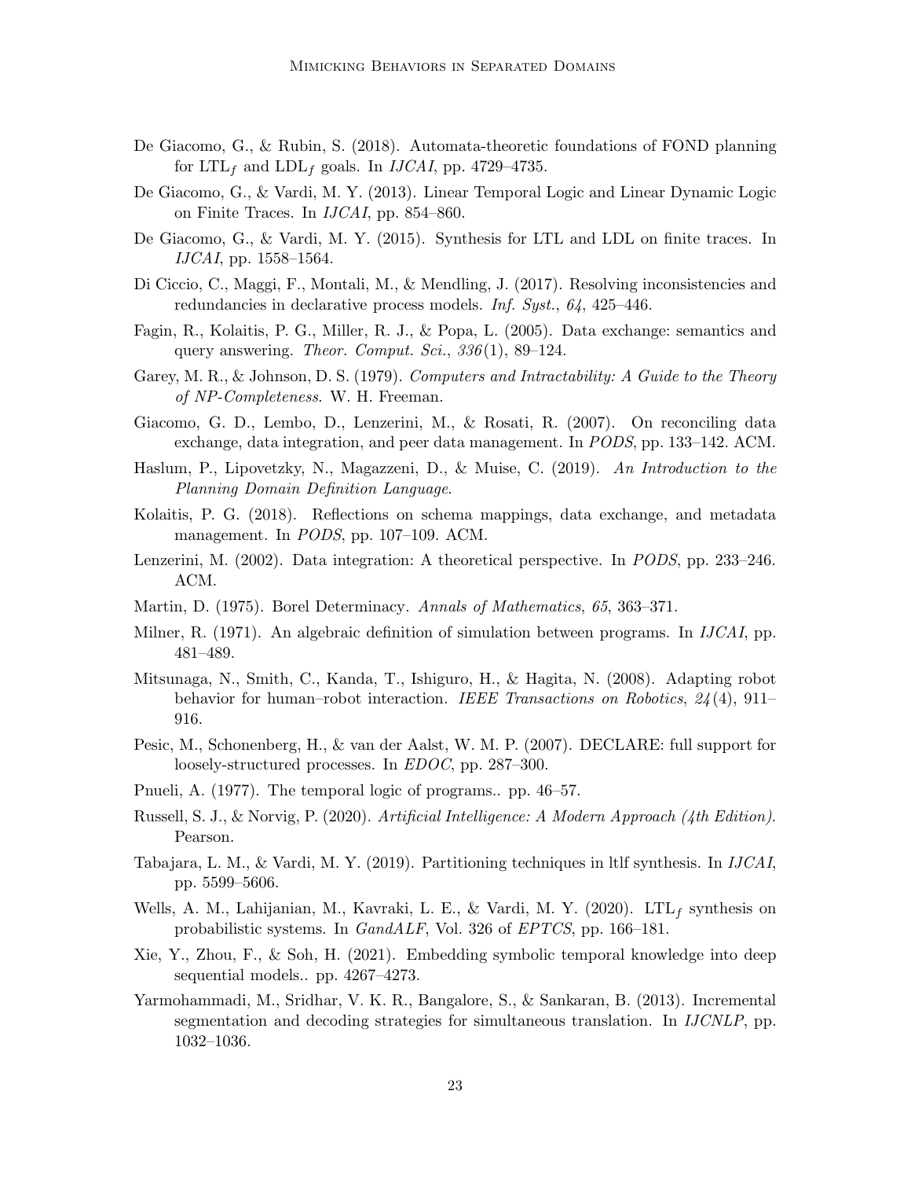De Giacomo, G., & Rubin, S. (2018). Automata-theoretic foundations of FOND planning for $\text{LTL}_f$ and $\text{LDL}_f$ goals. In *IJCAI*, pp. 4729–4735.

De Giacomo, G., & Vardi, M. Y. (2013). Linear Temporal Logic and Linear Dynamic Logic on Finite Traces. In *IJCAI*, pp. 854–860.

De Giacomo, G., & Vardi, M. Y. (2015). Synthesis for LTL and LDL on finite traces. In *IJCAI*, pp. 1558–1564.

Di Ciccio, C., Maggi, F., Montali, M., & Mendling, J. (2017). Resolving inconsistencies and redundancies in declarative process models. *Inf. Syst.*, *64*, 425–446.

Fagin, R., Kolaitis, P. G., Miller, R. J., & Popa, L. (2005). Data exchange: semantics and query answering. *Theor. Comput. Sci.*, *336*(1), 89–124.

Garey, M. R., & Johnson, D. S. (1979). *Computers and Intractability: A Guide to the Theory of NP-Completeness*. W. H. Freeman.

Giacomo, G. D., Lembo, D., Lenzerini, M., & Rosati, R. (2007). On reconciling data exchange, data integration, and peer data management. In *PODS*, pp. 133–142. ACM.

Haslum, P., Lipovetzky, N., Magazzeni, D., & Muise, C. (2019). *An Introduction to the Planning Domain Definition Language*.

Kolaitis, P. G. (2018). Reflections on schema mappings, data exchange, and metadata management. In *PODS*, pp. 107–109. ACM.

Lenzerini, M. (2002). Data integration: A theoretical perspective. In *PODS*, pp. 233–246. ACM.

Martin, D. (1975). Borel Determinacy. *Annals of Mathematics*, *65*, 363–371.

Milner, R. (1971). An algebraic definition of simulation between programs. In *IJCAI*, pp. 481–489.

Mitsunaga, N., Smith, C., Kanda, T., Ishiguro, H., & Hagita, N. (2008). Adapting robot behavior for human–robot interaction. *IEEE Transactions on Robotics*, *24*(4), 911–916.

Pesic, M., Schonenberg, H., & van der Aalst, W. M. P. (2007). DECLARE: full support for loosely-structured processes. In *EDOC*, pp. 287–300.

Pnueli, A. (1977). The temporal logic of programs.. pp. 46–57.

Russell, S. J., & Norvig, P. (2020). *Artificial Intelligence: A Modern Approach (4th Edition)*. Pearson.

Tabajara, L. M., & Vardi, M. Y. (2019). Partitioning techniques in ltlf synthesis. In *IJCAI*, pp. 5599–5606.

Wells, A. M., Lahijanian, M., Kavraki, L. E., & Vardi, M. Y. (2020). $\text{LTL}_f$ synthesis on probabilistic systems. In *GandALF*, Vol. 326 of *EPTCS*, pp. 166–181.

Xie, Y., Zhou, F., & Soh, H. (2021). Embedding symbolic temporal knowledge into deep sequential models.. pp. 4267–4273.

Yarmohammadi, M., Sridhar, V. K. R., Bangalore, S., & Sankaran, B. (2013). Incremental segmentation and decoding strategies for simultaneous translation. In *IJCNLP*, pp. 1032–1036.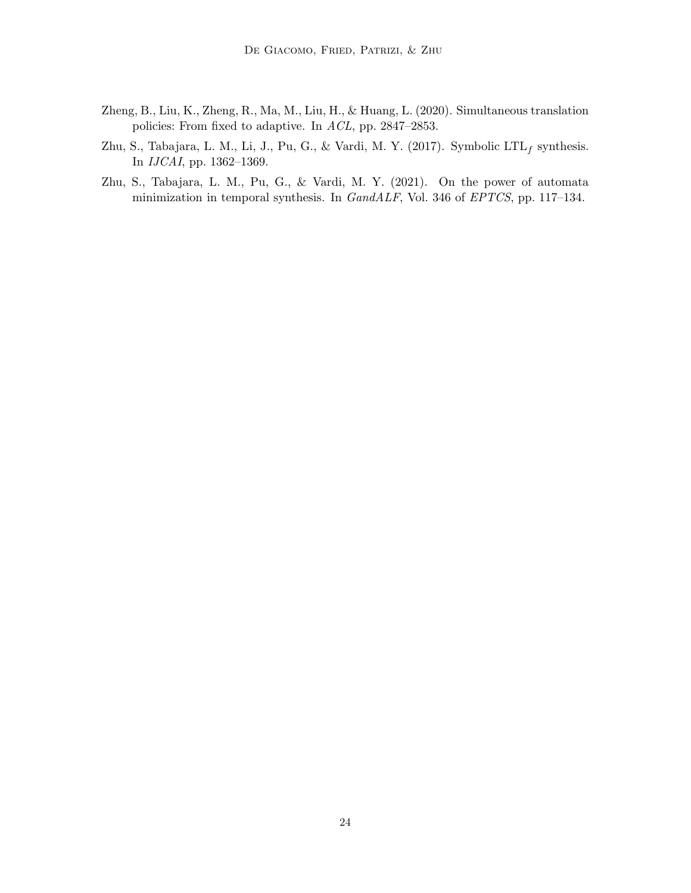Zheng, B., Liu, K., Zheng, R., Ma, M., Liu, H., & Huang, L. (2020). Simultaneous translation policies: From fixed to adaptive. In *ACL*, pp. 2847–2853.

Zhu, S., Tabajara, L. M., Li, J., Pu, G., & Vardi, M. Y. (2017). Symbolic $\text{LTL}_f$ synthesis. In *IJCAI*, pp. 1362–1369.

Zhu, S., Tabajara, L. M., Pu, G., & Vardi, M. Y. (2021). On the power of automata minimization in temporal synthesis. In *GandALF*, Vol. 346 of *EPTCS*, pp. 117–134.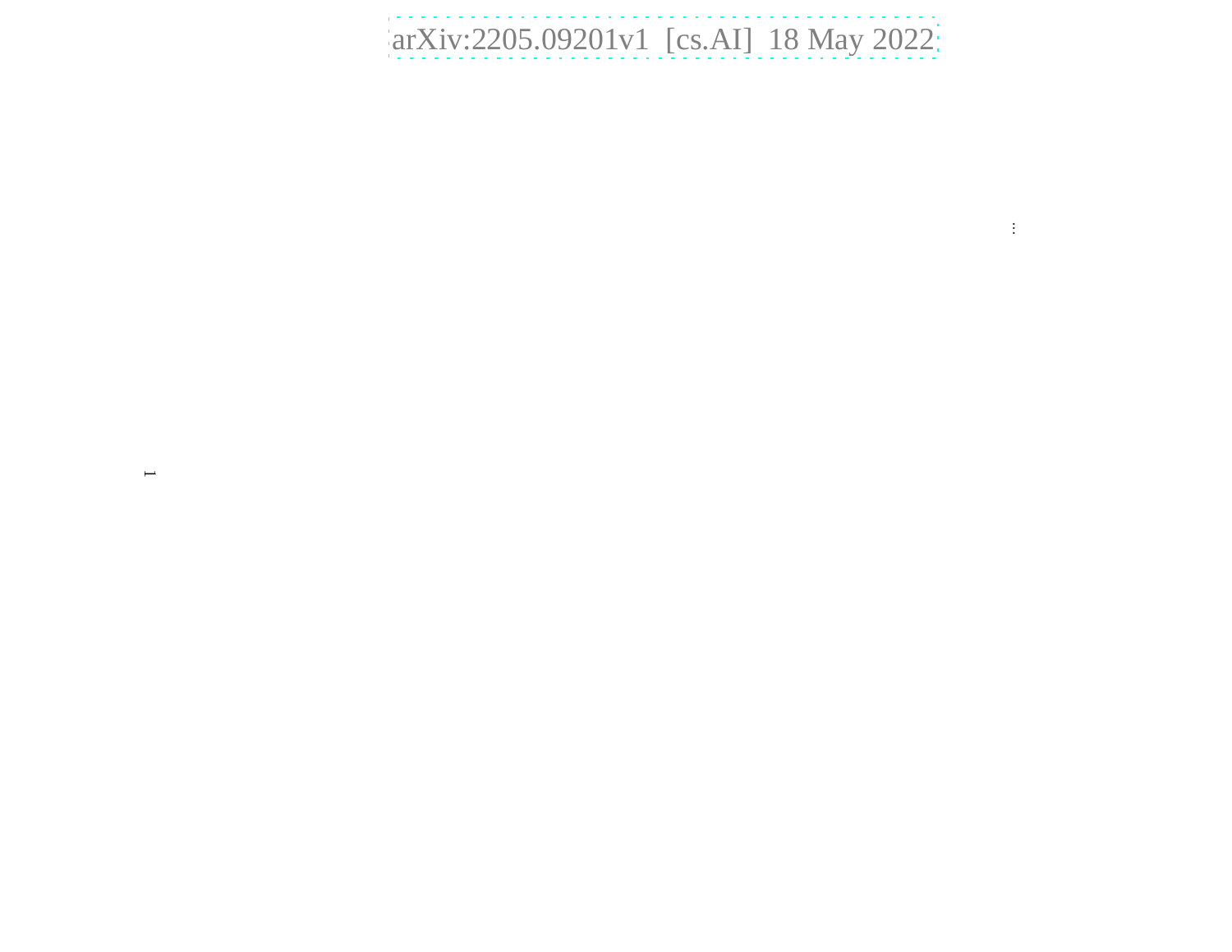arXiv:2205.09201v1 [cs.AI] 18 May 2022